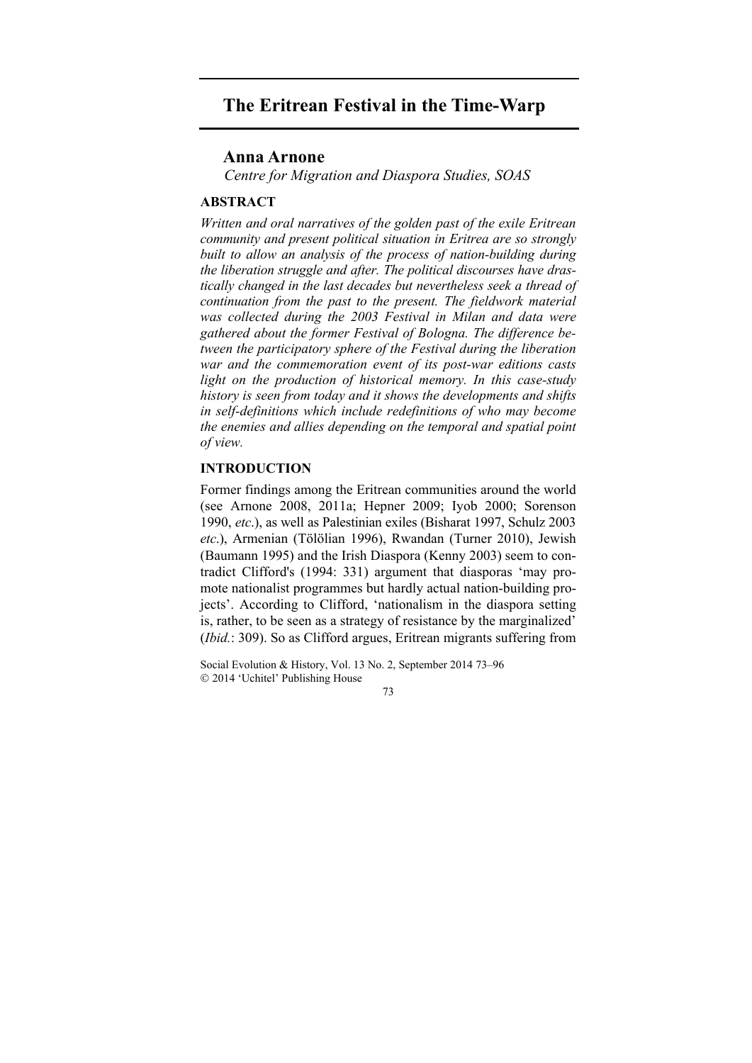# The Eritrean Festival in the Time-Warp

**Anna Arnone**

*Centre for Migration and Diaspora Studies, SOAS*

## ABSTRACT

*Written and oral narratives of the golden past of the exile Eritrean community and present political situation in Eritrea are so strongly built to allow an analysis of the process of nation-building during the liberation struggle and after. The political discourses have drastically changed in the last decades but nevertheless seek a thread of continuation from the past to the present. The fieldwork material was collected during the 2003 Festival in Milan and data were gathered about the former Festival of Bologna. The difference between the participatory sphere of the Festival during the liberation war and the commemoration event of its post-war editions casts light on the production of historical memory. In this case-study history is seen from today and it shows the developments and shifts in self-definitions which include redefinitions of who may become the enemies and allies depending on the temporal and spatial point of view.*

## INTRODUCTION

Former findings among the Eritrean communities around the world (see Arnone 2008, 2011a; Hepner 2009; Iyob 2000; Sorenson 1990, *etc.*), as well as Palestinian exiles (Bisharat 1997, Schulz 2003 *etc.*), Armenian (Tölölian 1996), Rwandan (Turner 2010), Jewish (Baumann 1995) and the Irish Diaspora (Kenny 2003) seem to contradict Clifford's (1994: 331) argument that diasporas 'may promote nationalist programmes but hardly actual nation-building projects'. According to Clifford, 'nationalism in the diaspora setting is, rather, to be seen as a strategy of resistance by the marginalized' (*Ibid.*: 309). So as Clifford argues, Eritrean migrants suffering from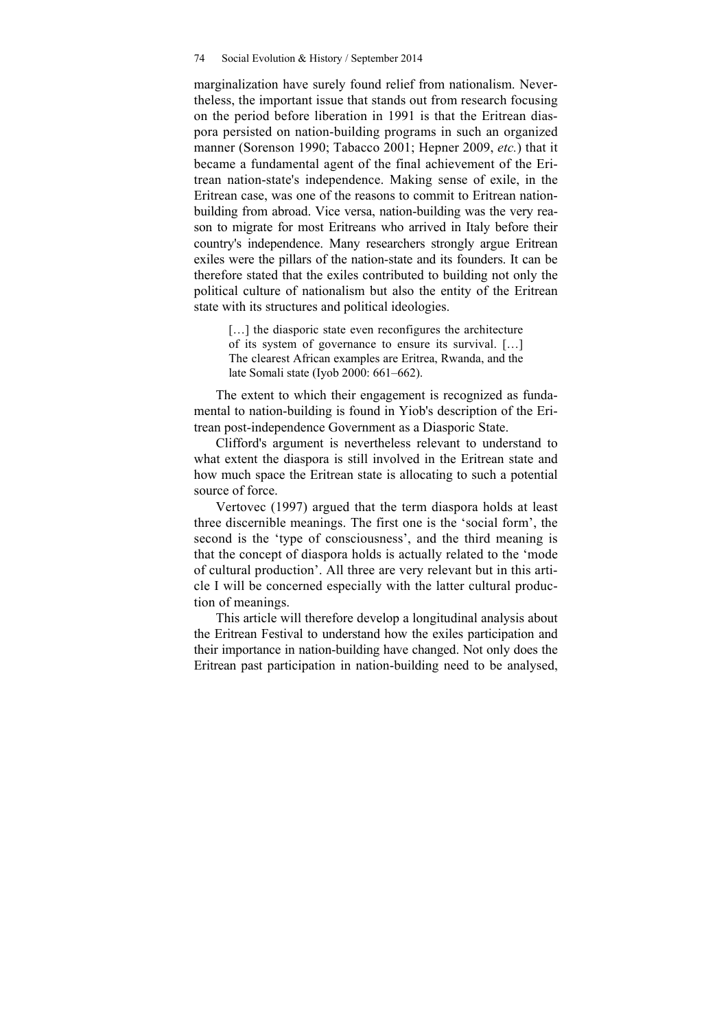marginalization have surely found relief from nationalism. Nevertheless, the important issue that stands out from research focusing on the period before liberation in 1991 is that the Eritrean diaspora persisted on nation-building programs in such an organized manner (Sorenson 1990; Tabacco 2001; Hepner 2009, *etc.*) that it became a fundamental agent of the final achievement of the Eritrean nation-state's independence. Making sense of exile, in the Eritrean case, was one of the reasons to commit to Eritrean nation-building from abroad. Vice versa, nation-building was the very reason to migrate for most Eritreans who arrived in Italy before their country's independence. Many researchers strongly argue Eritrean exiles were the pillars of the nation-state and its founders. It can be therefore stated that the exiles contributed to building not only the political culture of nationalism but also the entity of the Eritrean state with its structures and political ideologies.

> […] the diasporic state even reconfigures the architecture of its system of governance to ensure its survival. […] The clearest African examples are Eritrea, Rwanda, and the late Somali state (Iyob 2000: 661–662).

The extent to which their engagement is recognized as fundamental to nation-building is found in Yiob's description of the Eritrean post-independence Government as a Diasporic State.

Clifford's argument is nevertheless relevant to understand to what extent the diaspora is still involved in the Eritrean state and how much space the Eritrean state is allocating to such a potential source of force.

Vertovec (1997) argued that the term diaspora holds at least three discernible meanings. The first one is the 'social form', the second is the 'type of consciousness', and the third meaning is that the concept of diaspora holds is actually related to the 'mode of cultural production'. All three are very relevant but in this article I will be concerned especially with the latter cultural production of meanings.

This article will therefore develop a longitudinal analysis about the Eritrean Festival to understand how the exiles participation and their importance in nation-building have changed. Not only does the Eritrean past participation in nation-building need to be analysed,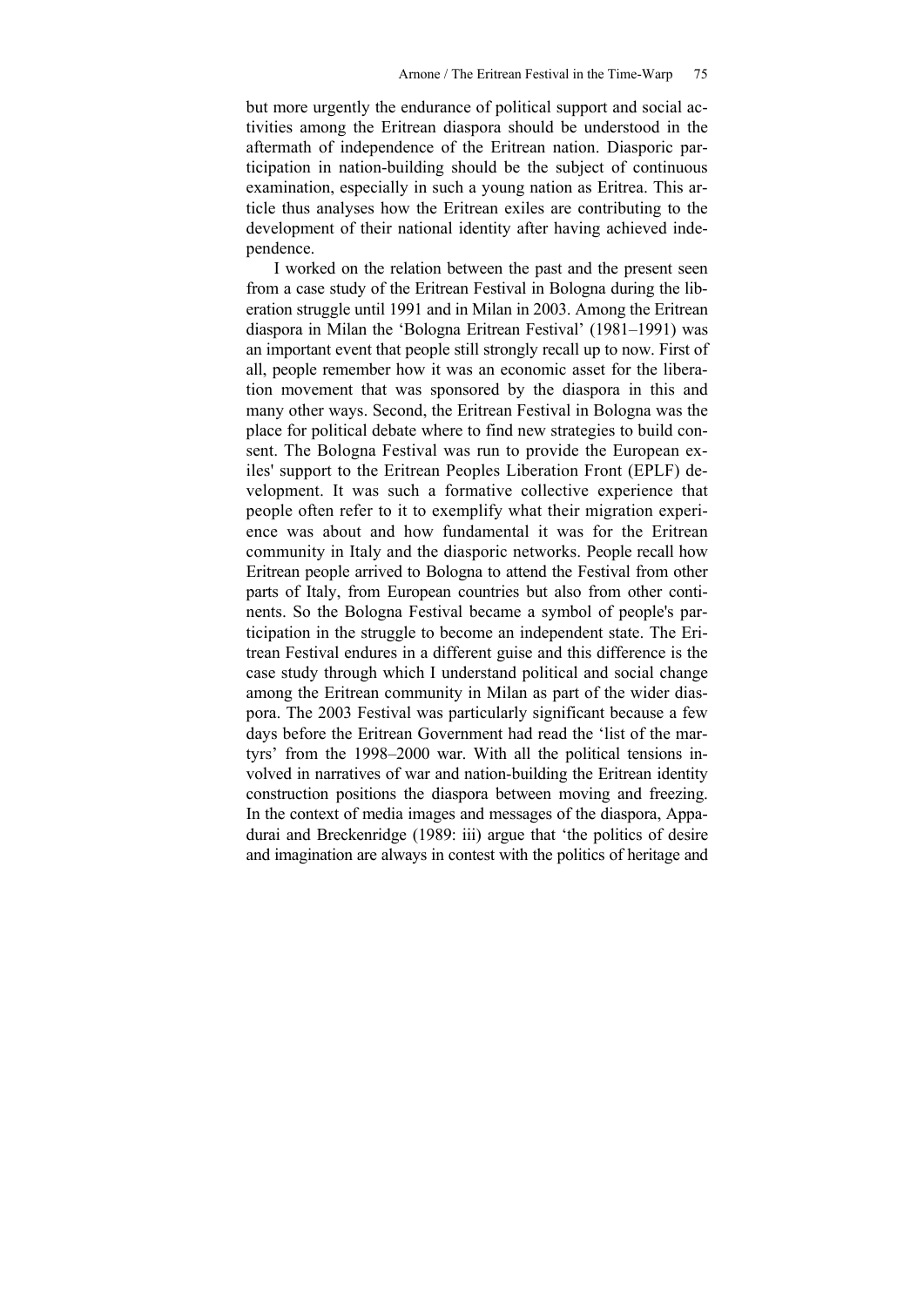but more urgently the endurance of political support and social activities among the Eritrean diaspora should be understood in the aftermath of independence of the Eritrean nation. Diasporic participation in nation-building should be the subject of continuous examination, especially in such a young nation as Eritrea. This article thus analyses how the Eritrean exiles are contributing to the development of their national identity after having achieved independence.

I worked on the relation between the past and the present seen from a case study of the Eritrean Festival in Bologna during the liberation struggle until 1991 and in Milan in 2003. Among the Eritrean diaspora in Milan the 'Bologna Eritrean Festival' (1981–1991) was an important event that people still strongly recall up to now. First of all, people remember how it was an economic asset for the liberation movement that was sponsored by the diaspora in this and many other ways. Second, the Eritrean Festival in Bologna was the place for political debate where to find new strategies to build consent. The Bologna Festival was run to provide the European exiles' support to the Eritrean Peoples Liberation Front (EPLF) development. It was such a formative collective experience that people often refer to it to exemplify what their migration experience was about and how fundamental it was for the Eritrean community in Italy and the diasporic networks. People recall how Eritrean people arrived to Bologna to attend the Festival from other parts of Italy, from European countries but also from other continents. So the Bologna Festival became a symbol of people's participation in the struggle to become an independent state. The Eritrean Festival endures in a different guise and this difference is the case study through which I understand political and social change among the Eritrean community in Milan as part of the wider diaspora. The 2003 Festival was particularly significant because a few days before the Eritrean Government had read the 'list of the martyrs' from the 1998–2000 war. With all the political tensions involved in narratives of war and nation-building the Eritrean identity construction positions the diaspora between moving and freezing. In the context of media images and messages of the diaspora, Appadurai and Breckenridge (1989: iii) argue that 'the politics of desire and imagination are always in contest with the politics of heritage and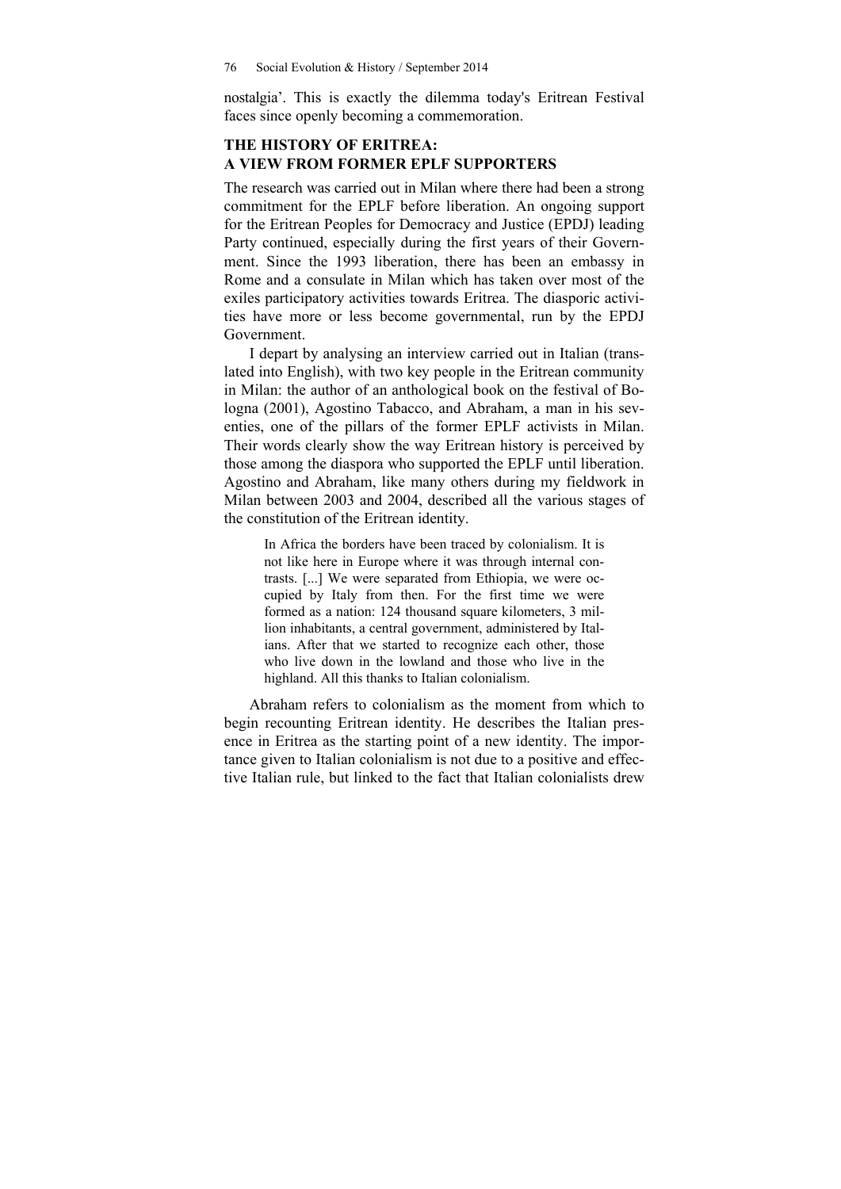nostalgia'. This is exactly the dilemma today's Eritrean Festival faces since openly becoming a commemoration.

## THE HISTORY OF ERITREA: A VIEW FROM FORMER EPLF SUPPORTERS

The research was carried out in Milan where there had been a strong commitment for the EPLF before liberation. An ongoing support for the Eritrean Peoples for Democracy and Justice (EPDJ) leading Party continued, especially during the first years of their Government. Since the 1993 liberation, there has been an embassy in Rome and a consulate in Milan which has taken over most of the exiles participatory activities towards Eritrea. The diasporic activities have more or less become governmental, run by the EPDJ Government.

I depart by analysing an interview carried out in Italian (translated into English), with two key people in the Eritrean community in Milan: the author of an anthological book on the festival of Bologna (2001), Agostino Tabacco, and Abraham, a man in his seventies, one of the pillars of the former EPLF activists in Milan. Their words clearly show the way Eritrean history is perceived by those among the diaspora who supported the EPLF until liberation. Agostino and Abraham, like many others during my fieldwork in Milan between 2003 and 2004, described all the various stages of the constitution of the Eritrean identity.

> In Africa the borders have been traced by colonialism. It is not like here in Europe where it was through internal contrasts. [...] We were separated from Ethiopia, we were occupied by Italy from then. For the first time we were formed as a nation: 124 thousand square kilometers, 3 million inhabitants, a central government, administered by Italians. After that we started to recognize each other, those who live down in the lowland and those who live in the highland. All this thanks to Italian colonialism.

Abraham refers to colonialism as the moment from which to begin recounting Eritrean identity. He describes the Italian presence in Eritrea as the starting point of a new identity. The importance given to Italian colonialism is not due to a positive and effective Italian rule, but linked to the fact that Italian colonialists drew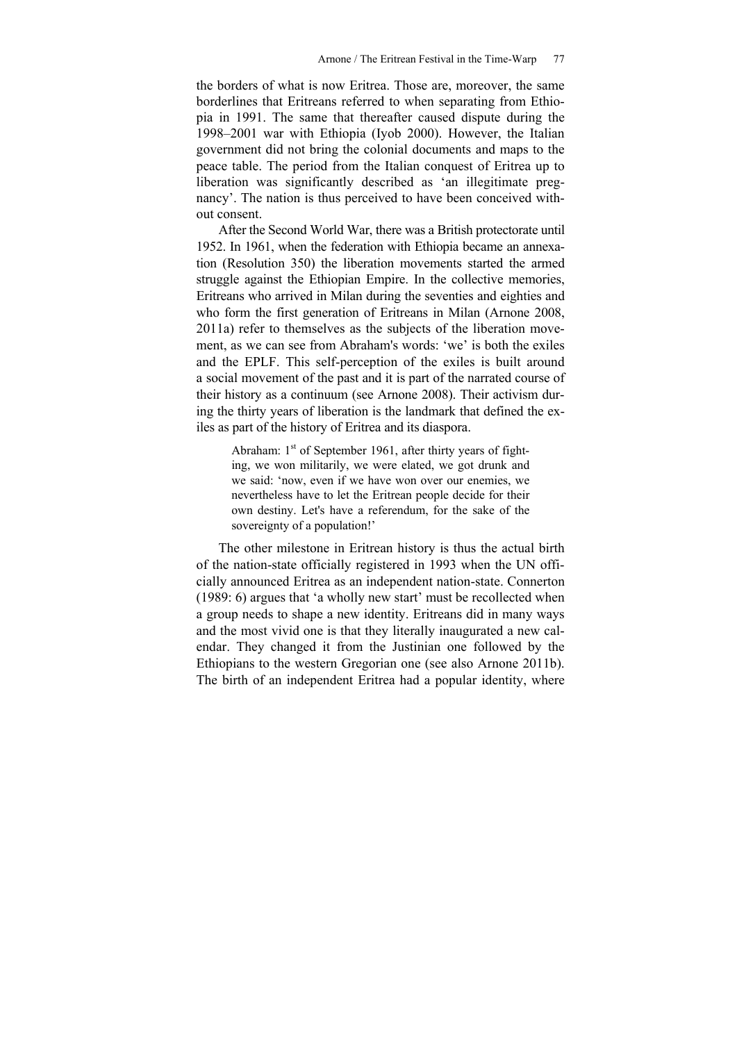the borders of what is now Eritrea. Those are, moreover, the same borderlines that Eritreans referred to when separating from Ethiopia in 1991. The same that thereafter caused dispute during the 1998–2001 war with Ethiopia (Iyob 2000). However, the Italian government did not bring the colonial documents and maps to the peace table. The period from the Italian conquest of Eritrea up to liberation was significantly described as 'an illegitimate pregnancy'. The nation is thus perceived to have been conceived without consent.

After the Second World War, there was a British protectorate until 1952. In 1961, when the federation with Ethiopia became an annexation (Resolution 350) the liberation movements started the armed struggle against the Ethiopian Empire. In the collective memories, Eritreans who arrived in Milan during the seventies and eighties and who form the first generation of Eritreans in Milan (Arnone 2008, 2011a) refer to themselves as the subjects of the liberation movement, as we can see from Abraham's words: 'we' is both the exiles and the EPLF. This self-perception of the exiles is built around a social movement of the past and it is part of the narrated course of their history as a continuum (see Arnone 2008). Their activism during the thirty years of liberation is the landmark that defined the exiles as part of the history of Eritrea and its diaspora.

> Abraham: 1st of September 1961, after thirty years of fighting, we won militarily, we were elated, we got drunk and we said: 'now, even if we have won over our enemies, we nevertheless have to let the Eritrean people decide for their own destiny. Let's have a referendum, for the sake of the sovereignty of a population!'

The other milestone in Eritrean history is thus the actual birth of the nation-state officially registered in 1993 when the UN officially announced Eritrea as an independent nation-state. Connerton (1989: 6) argues that 'a wholly new start' must be recollected when a group needs to shape a new identity. Eritreans did in many ways and the most vivid one is that they literally inaugurated a new calendar. They changed it from the Justinian one followed by the Ethiopians to the western Gregorian one (see also Arnone 2011b). The birth of an independent Eritrea had a popular identity, where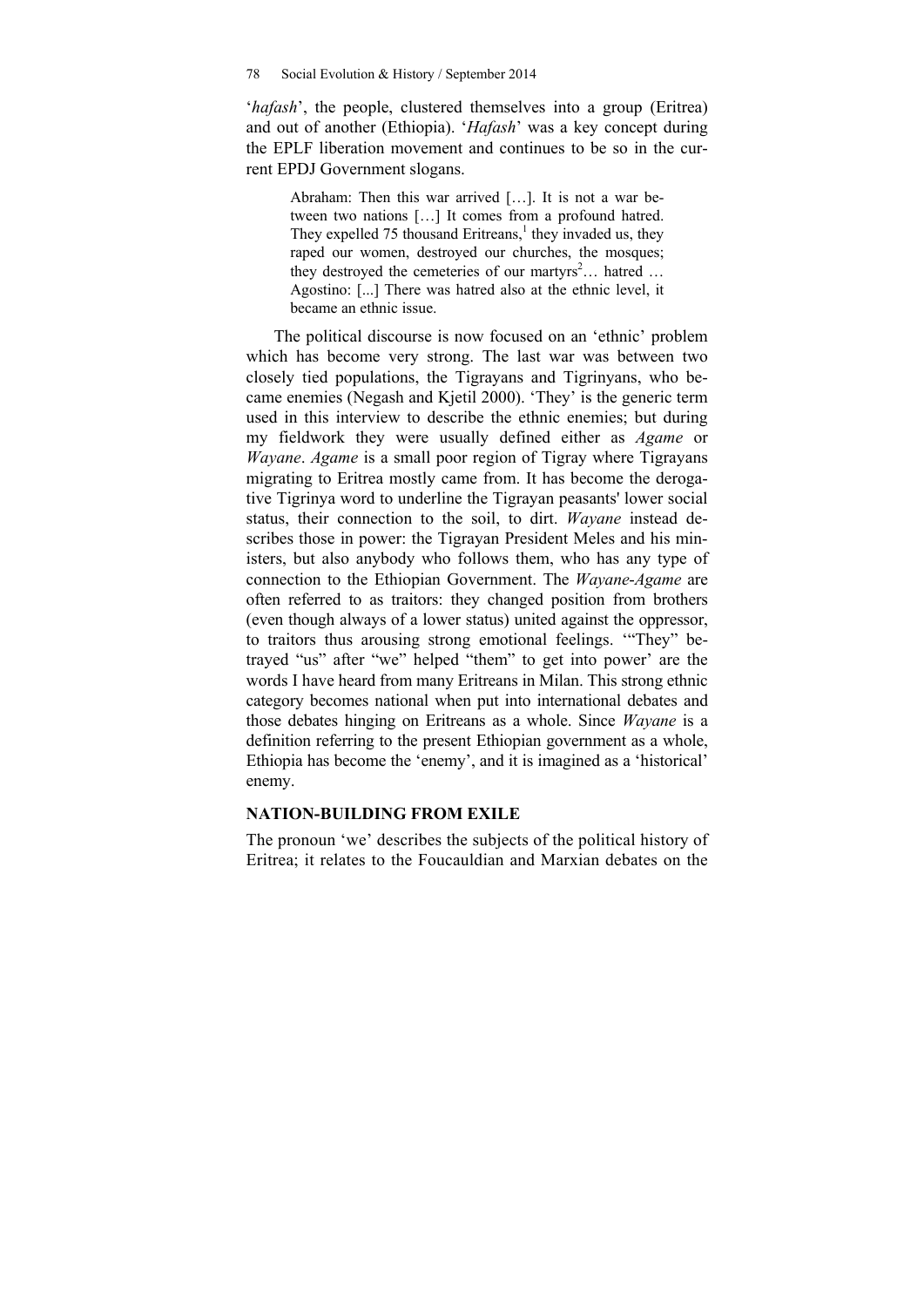'*hafash*', the people, clustered themselves into a group (Eritrea) and out of another (Ethiopia). '*Hafash*' was a key concept during the EPLF liberation movement and continues to be so in the current EPDJ Government slogans.

> Abraham: Then this war arrived […]. It is not a war between two nations […] It comes from a profound hatred. They expelled 75 thousand Eritreans,[1] they invaded us, they raped our women, destroyed our churches, the mosques; they destroyed the cemeteries of our martyrs[2]… hatred …
> Agostino: [...] There was hatred also at the ethnic level, it became an ethnic issue.

The political discourse is now focused on an 'ethnic' problem which has become very strong. The last war was between two closely tied populations, the Tigrayans and Tigrinyans, who became enemies (Negash and Kjetil 2000). 'They' is the generic term used in this interview to describe the ethnic enemies; but during my fieldwork they were usually defined either as *Agame* or *Wayane*. *Agame* is a small poor region of Tigray where Tigrayans migrating to Eritrea mostly came from. It has become the derogative Tigrinya word to underline the Tigrayan peasants' lower social status, their connection to the soil, to dirt. *Wayane* instead describes those in power: the Tigrayan President Meles and his ministers, but also anybody who follows them, who has any type of connection to the Ethiopian Government. The *Wayane*-*Agame* are often referred to as traitors: they changed position from brothers (even though always of a lower status) united against the oppressor, to traitors thus arousing strong emotional feelings. '"They" betrayed "us" after "we" helped "them" to get into power' are the words I have heard from many Eritreans in Milan. This strong ethnic category becomes national when put into international debates and those debates hinging on Eritreans as a whole. Since *Wayane* is a definition referring to the present Ethiopian government as a whole, Ethiopia has become the 'enemy', and it is imagined as a 'historical' enemy.

## NATION-BUILDING FROM EXILE

The pronoun 'we' describes the subjects of the political history of Eritrea; it relates to the Foucauldian and Marxian debates on the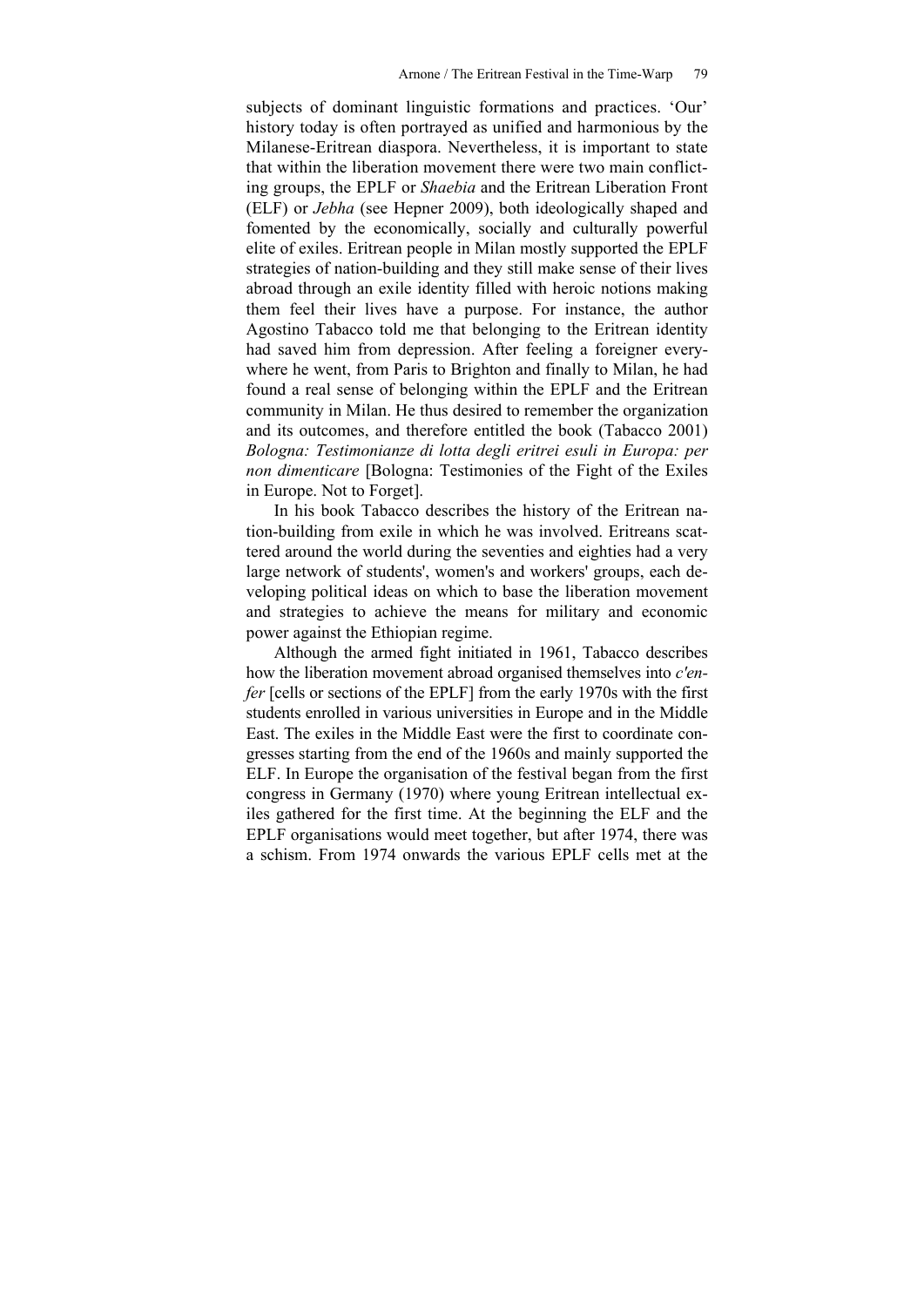subjects of dominant linguistic formations and practices. 'Our' history today is often portrayed as unified and harmonious by the Milanese-Eritrean diaspora. Nevertheless, it is important to state that within the liberation movement there were two main conflicting groups, the EPLF or *Shaebia* and the Eritrean Liberation Front (ELF) or *Jebha* (see Hepner 2009), both ideologically shaped and fomented by the economically, socially and culturally powerful elite of exiles. Eritrean people in Milan mostly supported the EPLF strategies of nation-building and they still make sense of their lives abroad through an exile identity filled with heroic notions making them feel their lives have a purpose. For instance, the author Agostino Tabacco told me that belonging to the Eritrean identity had saved him from depression. After feeling a foreigner everywhere he went, from Paris to Brighton and finally to Milan, he had found a real sense of belonging within the EPLF and the Eritrean community in Milan. He thus desired to remember the organization and its outcomes, and therefore entitled the book (Tabacco 2001) *Bologna: Testimonianze di lotta degli eritrei esuli in Europa: per non dimenticare* [Bologna: Testimonies of the Fight of the Exiles in Europe. Not to Forget].

In his book Tabacco describes the history of the Eritrean nation-building from exile in which he was involved. Eritreans scattered around the world during the seventies and eighties had a very large network of students', women's and workers' groups, each developing political ideas on which to base the liberation movement and strategies to achieve the means for military and economic power against the Ethiopian regime.

Although the armed fight initiated in 1961, Tabacco describes how the liberation movement abroad organised themselves into *c'enfer* [cells or sections of the EPLF] from the early 1970s with the first students enrolled in various universities in Europe and in the Middle East. The exiles in the Middle East were the first to coordinate congresses starting from the end of the 1960s and mainly supported the ELF. In Europe the organisation of the festival began from the first congress in Germany (1970) where young Eritrean intellectual exiles gathered for the first time. At the beginning the ELF and the EPLF organisations would meet together, but after 1974, there was a schism. From 1974 onwards the various EPLF cells met at the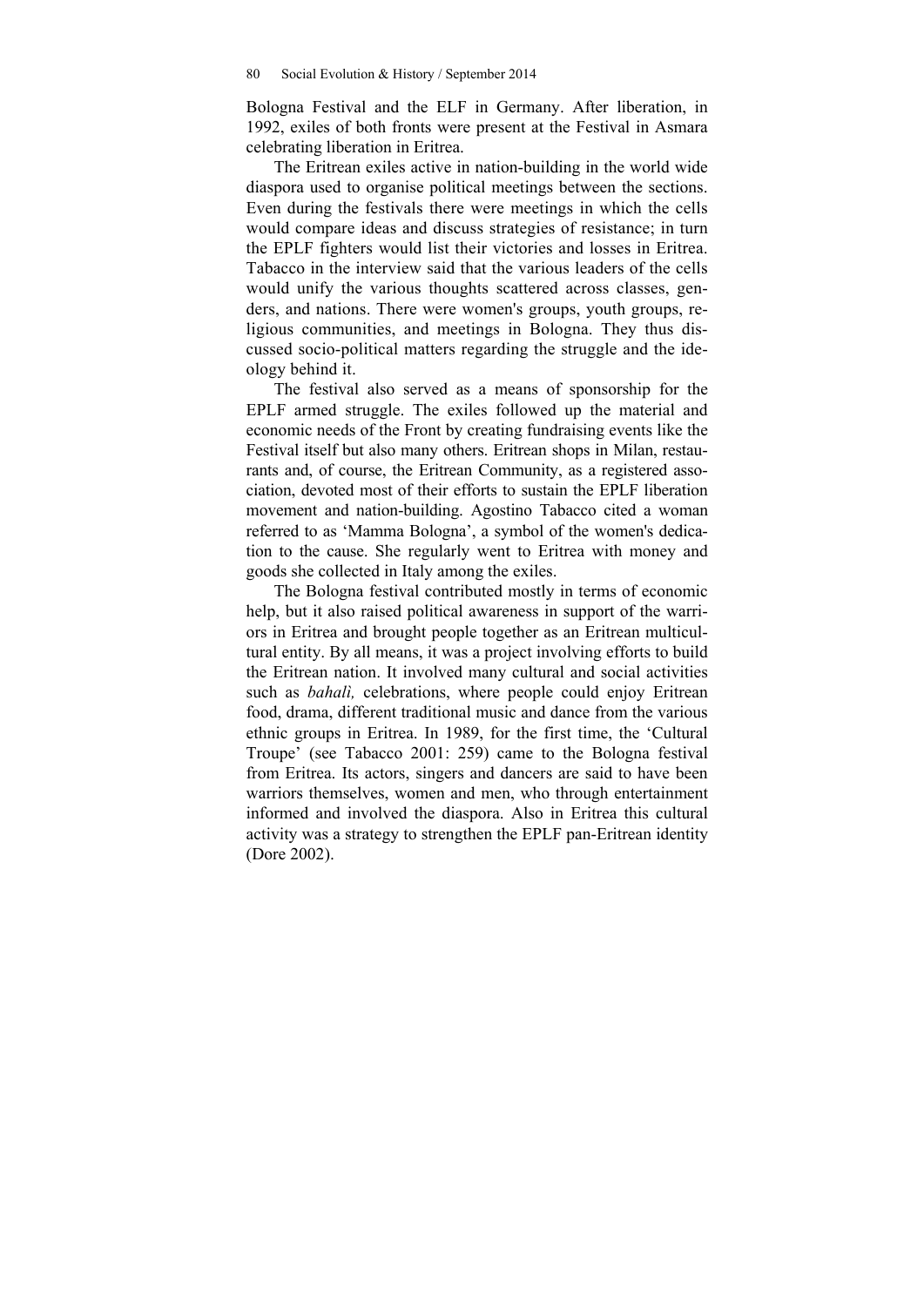Bologna Festival and the ELF in Germany. After liberation, in 1992, exiles of both fronts were present at the Festival in Asmara celebrating liberation in Eritrea.

The Eritrean exiles active in nation-building in the world wide diaspora used to organise political meetings between the sections. Even during the festivals there were meetings in which the cells would compare ideas and discuss strategies of resistance; in turn the EPLF fighters would list their victories and losses in Eritrea. Tabacco in the interview said that the various leaders of the cells would unify the various thoughts scattered across classes, genders, and nations. There were women's groups, youth groups, religious communities, and meetings in Bologna. They thus discussed socio-political matters regarding the struggle and the ideology behind it.

The festival also served as a means of sponsorship for the EPLF armed struggle. The exiles followed up the material and economic needs of the Front by creating fundraising events like the Festival itself but also many others. Eritrean shops in Milan, restaurants and, of course, the Eritrean Community, as a registered association, devoted most of their efforts to sustain the EPLF liberation movement and nation-building. Agostino Tabacco cited a woman referred to as 'Mamma Bologna', a symbol of the women's dedication to the cause. She regularly went to Eritrea with money and goods she collected in Italy among the exiles.

The Bologna festival contributed mostly in terms of economic help, but it also raised political awareness in support of the warriors in Eritrea and brought people together as an Eritrean multicultural entity. By all means, it was a project involving efforts to build the Eritrean nation. It involved many cultural and social activities such as *bahalì,* celebrations, where people could enjoy Eritrean food, drama, different traditional music and dance from the various ethnic groups in Eritrea. In 1989, for the first time, the 'Cultural Troupe' (see Tabacco 2001: 259) came to the Bologna festival from Eritrea. Its actors, singers and dancers are said to have been warriors themselves, women and men, who through entertainment informed and involved the diaspora. Also in Eritrea this cultural activity was a strategy to strengthen the EPLF pan-Eritrean identity (Dore 2002).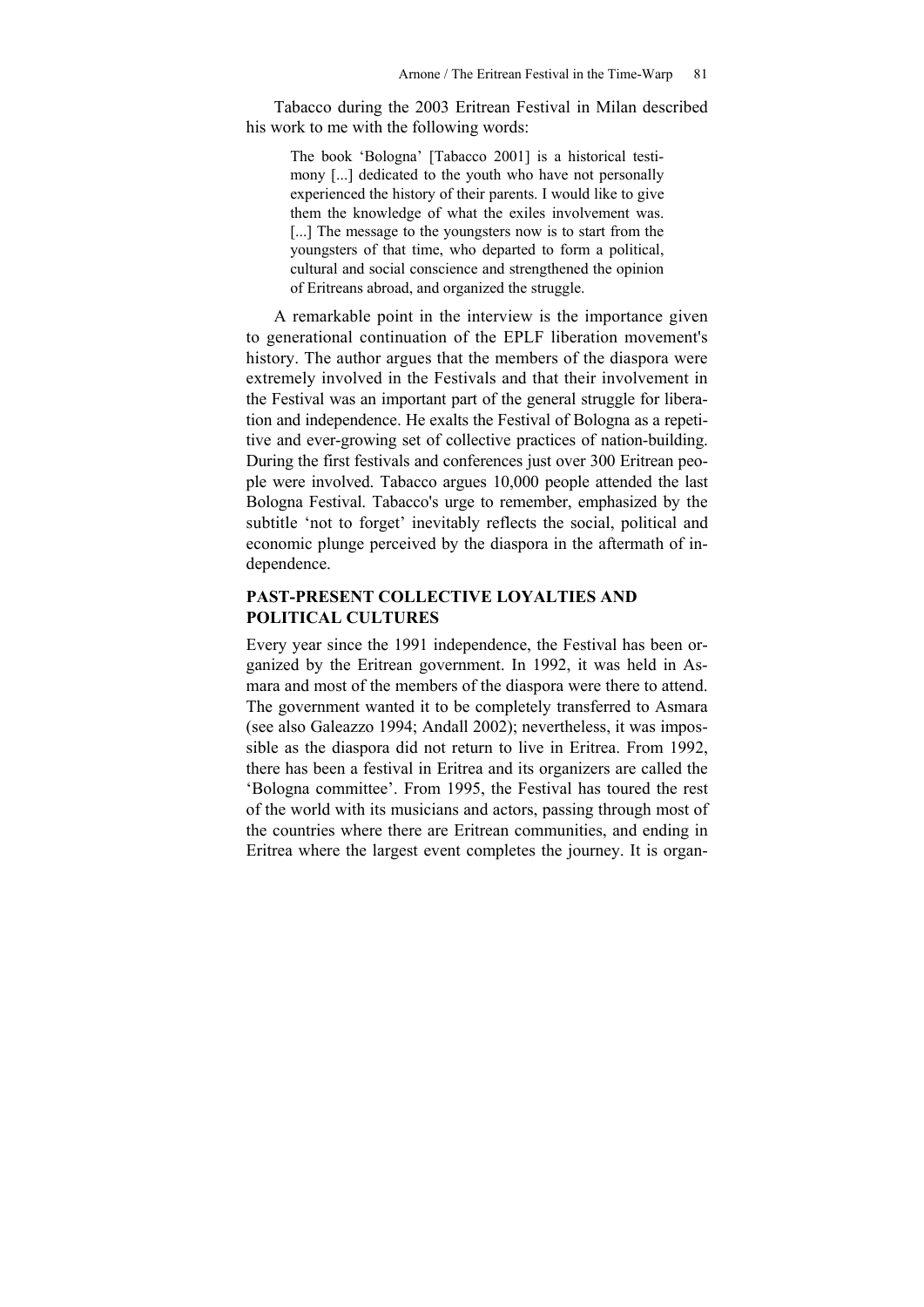Tabacco during the 2003 Eritrean Festival in Milan described his work to me with the following words:

> The book 'Bologna' [Tabacco 2001] is a historical testimony [...] dedicated to the youth who have not personally experienced the history of their parents. I would like to give them the knowledge of what the exiles involvement was. [...] The message to the youngsters now is to start from the youngsters of that time, who departed to form a political, cultural and social conscience and strengthened the opinion of Eritreans abroad, and organized the struggle.

A remarkable point in the interview is the importance given to generational continuation of the EPLF liberation movement's history. The author argues that the members of the diaspora were extremely involved in the Festivals and that their involvement in the Festival was an important part of the general struggle for liberation and independence. He exalts the Festival of Bologna as a repetitive and ever-growing set of collective practices of nation-building. During the first festivals and conferences just over 300 Eritrean people were involved. Tabacco argues 10,000 people attended the last Bologna Festival. Tabacco's urge to remember, emphasized by the subtitle 'not to forget' inevitably reflects the social, political and economic plunge perceived by the diaspora in the aftermath of independence.

## PAST-PRESENT COLLECTIVE LOYALTIES AND POLITICAL CULTURES

Every year since the 1991 independence, the Festival has been organized by the Eritrean government. In 1992, it was held in Asmara and most of the members of the diaspora were there to attend. The government wanted it to be completely transferred to Asmara (see also Galeazzo 1994; Andall 2002); nevertheless, it was impossible as the diaspora did not return to live in Eritrea. From 1992, there has been a festival in Eritrea and its organizers are called the 'Bologna committee'. From 1995, the Festival has toured the rest of the world with its musicians and actors, passing through most of the countries where there are Eritrean communities, and ending in Eritrea where the largest event completes the journey. It is organ-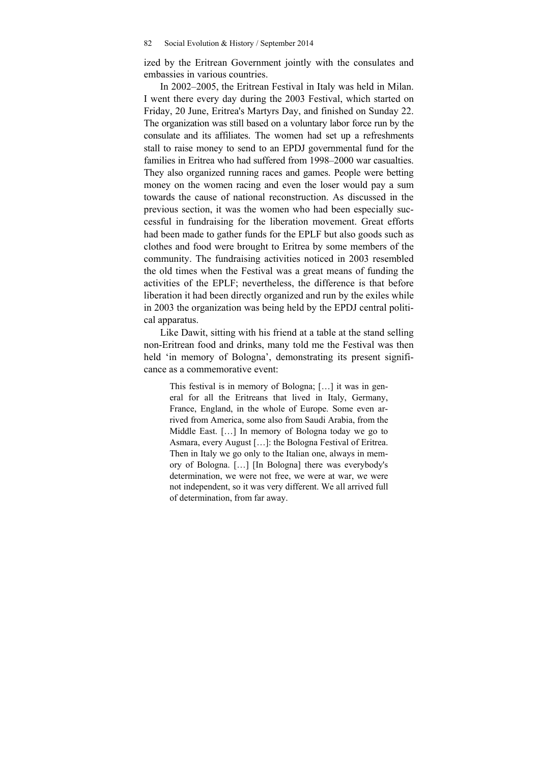ized by the Eritrean Government jointly with the consulates and embassies in various countries.

In 2002–2005, the Eritrean Festival in Italy was held in Milan. I went there every day during the 2003 Festival, which started on Friday, 20 June, Eritrea's Martyrs Day, and finished on Sunday 22. The organization was still based on a voluntary labor force run by the consulate and its affiliates. The women had set up a refreshments stall to raise money to send to an EPDJ governmental fund for the families in Eritrea who had suffered from 1998–2000 war casualties. They also organized running races and games. People were betting money on the women racing and even the loser would pay a sum towards the cause of national reconstruction. As discussed in the previous section, it was the women who had been especially successful in fundraising for the liberation movement. Great efforts had been made to gather funds for the EPLF but also goods such as clothes and food were brought to Eritrea by some members of the community. The fundraising activities noticed in 2003 resembled the old times when the Festival was a great means of funding the activities of the EPLF; nevertheless, the difference is that before liberation it had been directly organized and run by the exiles while in 2003 the organization was being held by the EPDJ central political apparatus.

Like Dawit, sitting with his friend at a table at the stand selling non-Eritrean food and drinks, many told me the Festival was then held 'in memory of Bologna', demonstrating its present significance as a commemorative event:

> This festival is in memory of Bologna; […] it was in general for all the Eritreans that lived in Italy, Germany, France, England, in the whole of Europe. Some even arrived from America, some also from Saudi Arabia, from the Middle East. […] In memory of Bologna today we go to Asmara, every August […]: the Bologna Festival of Eritrea. Then in Italy we go only to the Italian one, always in memory of Bologna. […] [In Bologna] there was everybody's determination, we were not free, we were at war, we were not independent, so it was very different. We all arrived full of determination, from far away.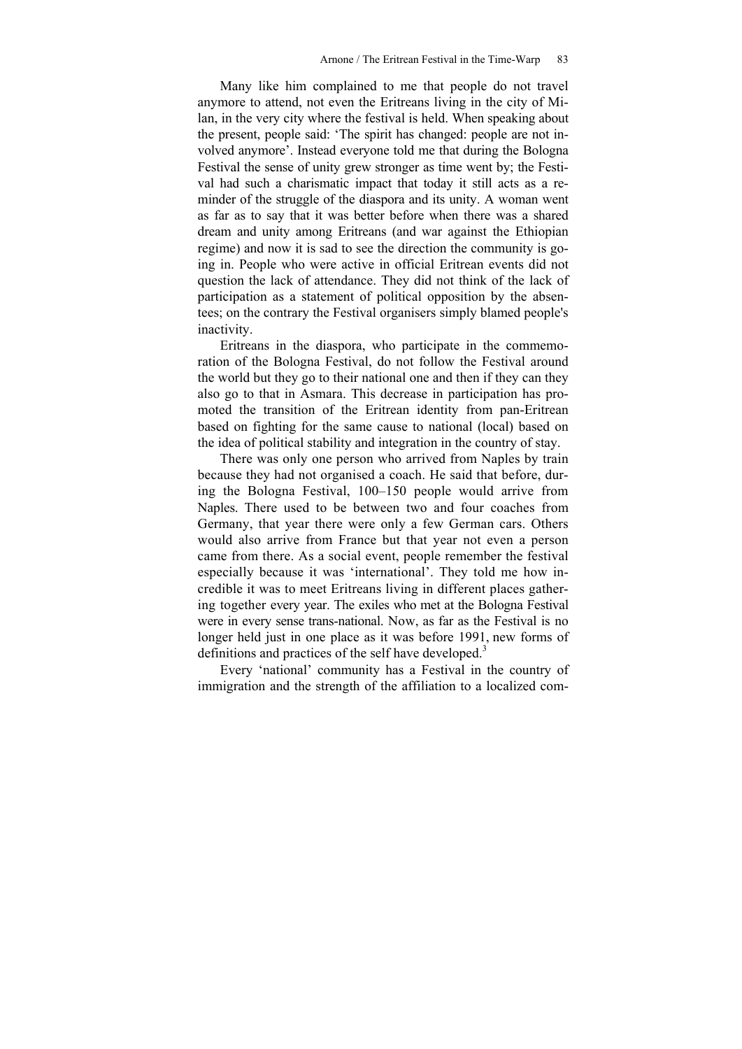Many like him complained to me that people do not travel anymore to attend, not even the Eritreans living in the city of Milan, in the very city where the festival is held. When speaking about the present, people said: 'The spirit has changed: people are not involved anymore'. Instead everyone told me that during the Bologna Festival the sense of unity grew stronger as time went by; the Festival had such a charismatic impact that today it still acts as a reminder of the struggle of the diaspora and its unity. A woman went as far as to say that it was better before when there was a shared dream and unity among Eritreans (and war against the Ethiopian regime) and now it is sad to see the direction the community is going in. People who were active in official Eritrean events did not question the lack of attendance. They did not think of the lack of participation as a statement of political opposition by the absentees; on the contrary the Festival organisers simply blamed people's inactivity.

Eritreans in the diaspora, who participate in the commemoration of the Bologna Festival, do not follow the Festival around the world but they go to their national one and then if they can they also go to that in Asmara. This decrease in participation has promoted the transition of the Eritrean identity from pan-Eritrean based on fighting for the same cause to national (local) based on the idea of political stability and integration in the country of stay.

There was only one person who arrived from Naples by train because they had not organised a coach. He said that before, during the Bologna Festival, 100–150 people would arrive from Naples. There used to be between two and four coaches from Germany, that year there were only a few German cars. Others would also arrive from France but that year not even a person came from there. As a social event, people remember the festival especially because it was 'international'. They told me how incredible it was to meet Eritreans living in different places gathering together every year. The exiles who met at the Bologna Festival were in every sense trans-national. Now, as far as the Festival is no longer held just in one place as it was before 1991, new forms of definitions and practices of the self have developed.[3]

Every 'national' community has a Festival in the country of immigration and the strength of the affiliation to a localized com-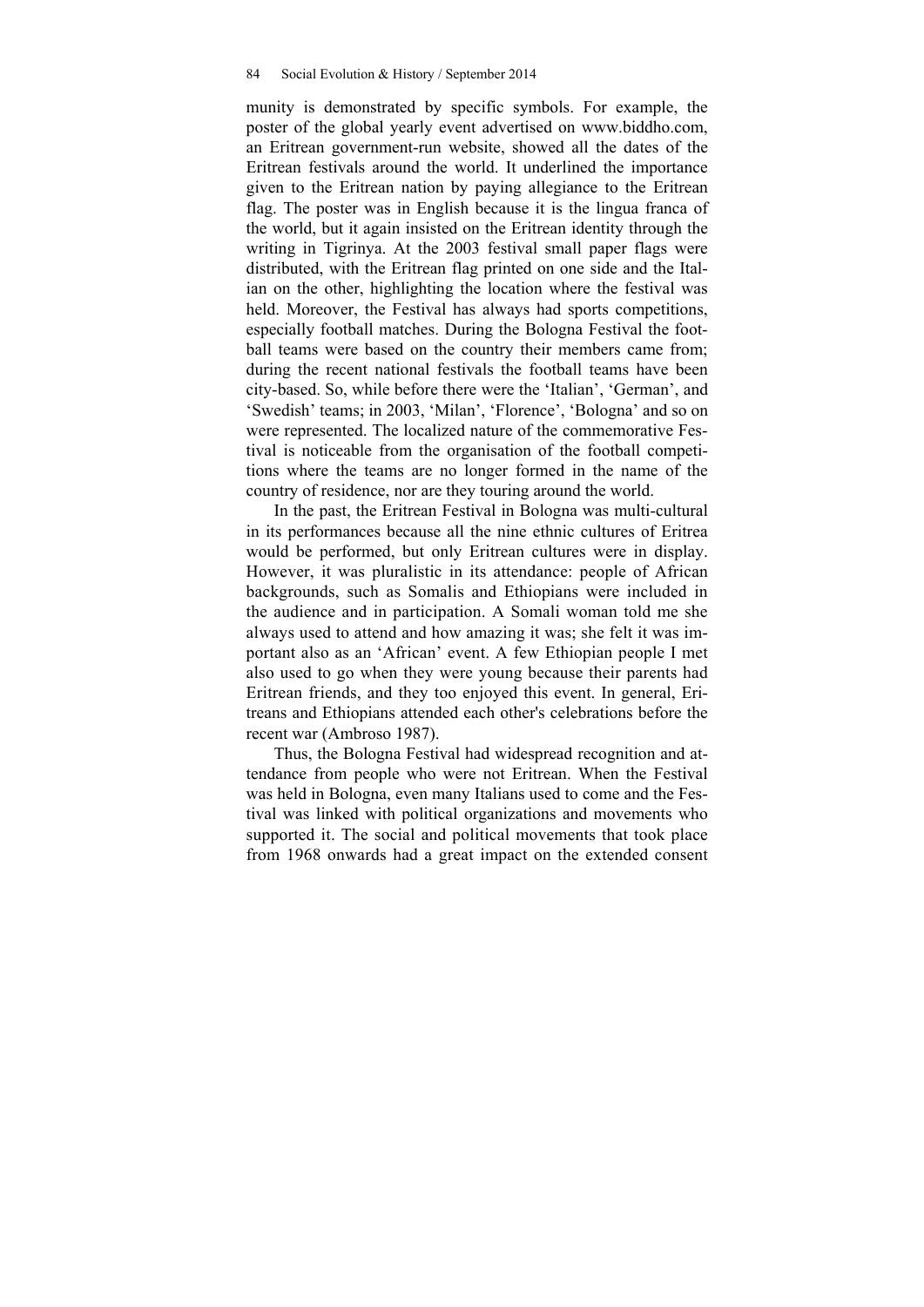munity is demonstrated by specific symbols. For example, the poster of the global yearly event advertised on www.biddho.com, an Eritrean government-run website, showed all the dates of the Eritrean festivals around the world. It underlined the importance given to the Eritrean nation by paying allegiance to the Eritrean flag. The poster was in English because it is the lingua franca of the world, but it again insisted on the Eritrean identity through the writing in Tigrinya. At the 2003 festival small paper flags were distributed, with the Eritrean flag printed on one side and the Italian on the other, highlighting the location where the festival was held. Moreover, the Festival has always had sports competitions, especially football matches. During the Bologna Festival the football teams were based on the country their members came from; during the recent national festivals the football teams have been city-based. So, while before there were the 'Italian', 'German', and 'Swedish' teams; in 2003, 'Milan', 'Florence', 'Bologna' and so on were represented. The localized nature of the commemorative Festival is noticeable from the organisation of the football competitions where the teams are no longer formed in the name of the country of residence, nor are they touring around the world.

In the past, the Eritrean Festival in Bologna was multi-cultural in its performances because all the nine ethnic cultures of Eritrea would be performed, but only Eritrean cultures were in display. However, it was pluralistic in its attendance: people of African backgrounds, such as Somalis and Ethiopians were included in the audience and in participation. A Somali woman told me she always used to attend and how amazing it was; she felt it was important also as an 'African' event. A few Ethiopian people I met also used to go when they were young because their parents had Eritrean friends, and they too enjoyed this event. In general, Eritreans and Ethiopians attended each other's celebrations before the recent war (Ambroso 1987).

Thus, the Bologna Festival had widespread recognition and attendance from people who were not Eritrean. When the Festival was held in Bologna, even many Italians used to come and the Festival was linked with political organizations and movements who supported it. The social and political movements that took place from 1968 onwards had a great impact on the extended consent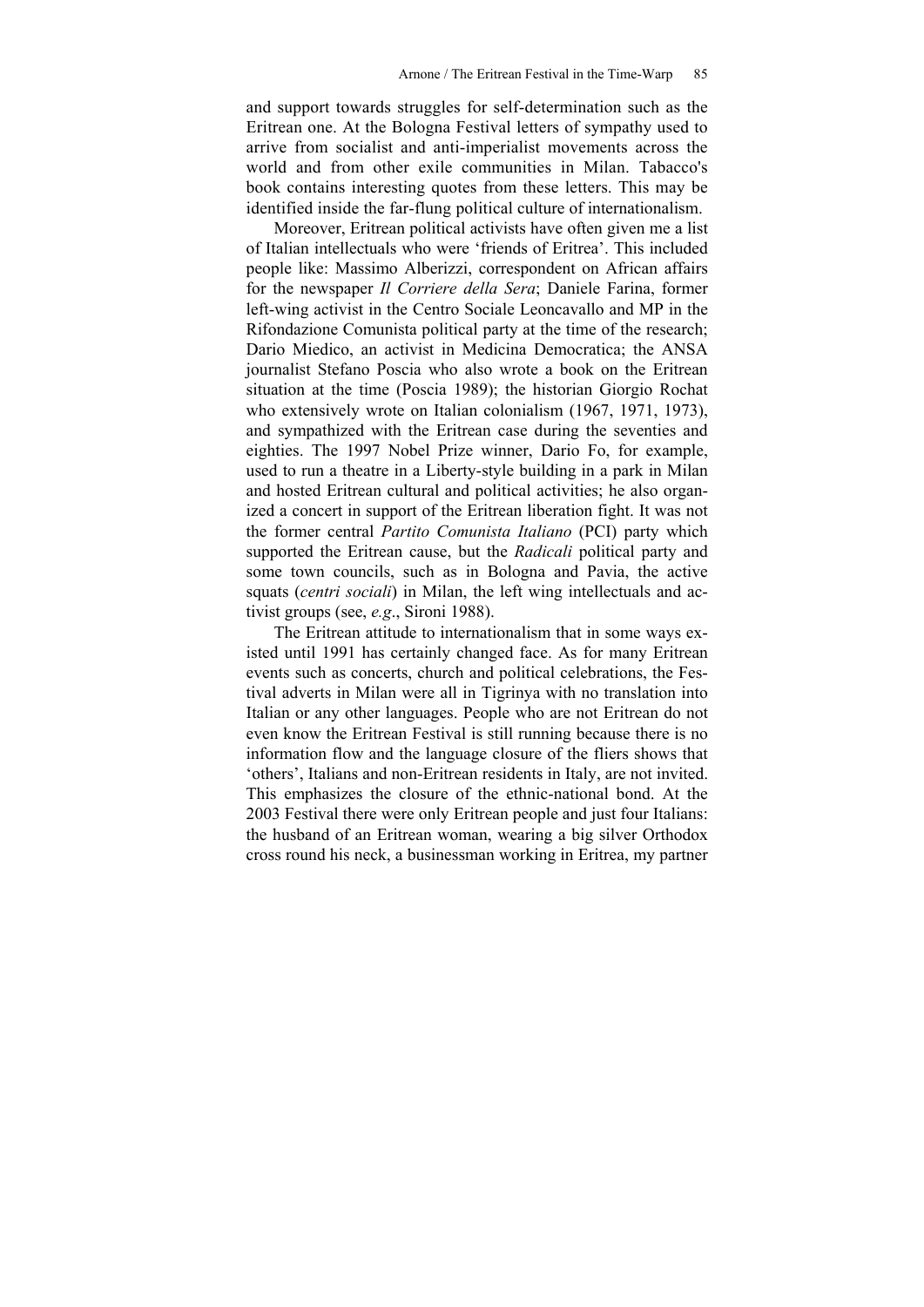and support towards struggles for self-determination such as the Eritrean one. At the Bologna Festival letters of sympathy used to arrive from socialist and anti-imperialist movements across the world and from other exile communities in Milan. Tabacco's book contains interesting quotes from these letters. This may be identified inside the far-flung political culture of internationalism.

Moreover, Eritrean political activists have often given me a list of Italian intellectuals who were 'friends of Eritrea'. This included people like: Massimo Alberizzi, correspondent on African affairs for the newspaper *Il Corriere della Sera*; Daniele Farina, former left-wing activist in the Centro Sociale Leoncavallo and MP in the Rifondazione Comunista political party at the time of the research; Dario Miedico, an activist in Medicina Democratica; the ANSA journalist Stefano Poscia who also wrote a book on the Eritrean situation at the time (Poscia 1989); the historian Giorgio Rochat who extensively wrote on Italian colonialism (1967, 1971, 1973), and sympathized with the Eritrean case during the seventies and eighties. The 1997 Nobel Prize winner, Dario Fo, for example, used to run a theatre in a Liberty-style building in a park in Milan and hosted Eritrean cultural and political activities; he also organized a concert in support of the Eritrean liberation fight. It was not the former central *Partito Comunista Italiano* (PCI) party which supported the Eritrean cause, but the *Radicali* political party and some town councils, such as in Bologna and Pavia, the active squats (*centri sociali*) in Milan, the left wing intellectuals and activist groups (see, *e.g*., Sironi 1988).

The Eritrean attitude to internationalism that in some ways existed until 1991 has certainly changed face. As for many Eritrean events such as concerts, church and political celebrations, the Festival adverts in Milan were all in Tigrinya with no translation into Italian or any other languages. People who are not Eritrean do not even know the Eritrean Festival is still running because there is no information flow and the language closure of the fliers shows that 'others', Italians and non-Eritrean residents in Italy, are not invited. This emphasizes the closure of the ethnic-national bond. At the 2003 Festival there were only Eritrean people and just four Italians: the husband of an Eritrean woman, wearing a big silver Orthodox cross round his neck, a businessman working in Eritrea, my partner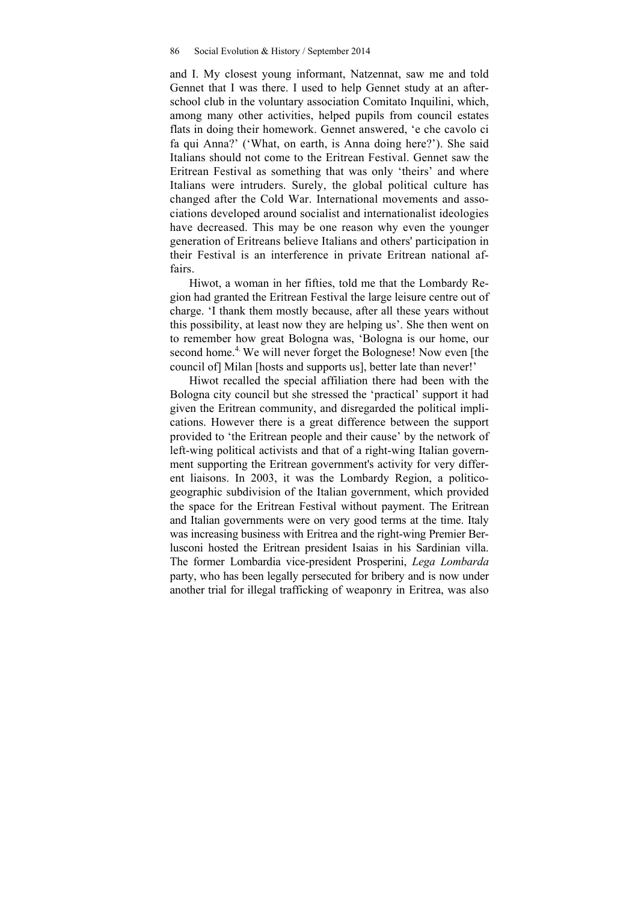and I. My closest young informant, Natzennat, saw me and told Gennet that I was there. I used to help Gennet study at an after-school club in the voluntary association Comitato Inquilini, which, among many other activities, helped pupils from council estates flats in doing their homework. Gennet answered, 'e che cavolo ci fa qui Anna?' ('What, on earth, is Anna doing here?'). She said Italians should not come to the Eritrean Festival. Gennet saw the Eritrean Festival as something that was only 'theirs' and where Italians were intruders. Surely, the global political culture has changed after the Cold War. International movements and associations developed around socialist and internationalist ideologies have decreased. This may be one reason why even the younger generation of Eritreans believe Italians and others' participation in their Festival is an interference in private Eritrean national affairs.

Hiwot, a woman in her fifties, told me that the Lombardy Region had granted the Eritrean Festival the large leisure centre out of charge. 'I thank them mostly because, after all these years without this possibility, at least now they are helping us'. She then went on to remember how great Bologna was, 'Bologna is our home, our second home.[4] We will never forget the Bolognese! Now even [the council of] Milan [hosts and supports us], better late than never!'

Hiwot recalled the special affiliation there had been with the Bologna city council but she stressed the 'practical' support it had given the Eritrean community, and disregarded the political implications. However there is a great difference between the support provided to 'the Eritrean people and their cause' by the network of left-wing political activists and that of a right-wing Italian government supporting the Eritrean government's activity for very different liaisons. In 2003, it was the Lombardy Region, a politico-geographic subdivision of the Italian government, which provided the space for the Eritrean Festival without payment. The Eritrean and Italian governments were on very good terms at the time. Italy was increasing business with Eritrea and the right-wing Premier Berlusconi hosted the Eritrean president Isaias in his Sardinian villa. The former Lombardia vice-president Prosperini, *Lega Lombarda* party, who has been legally persecuted for bribery and is now under another trial for illegal trafficking of weaponry in Eritrea, was also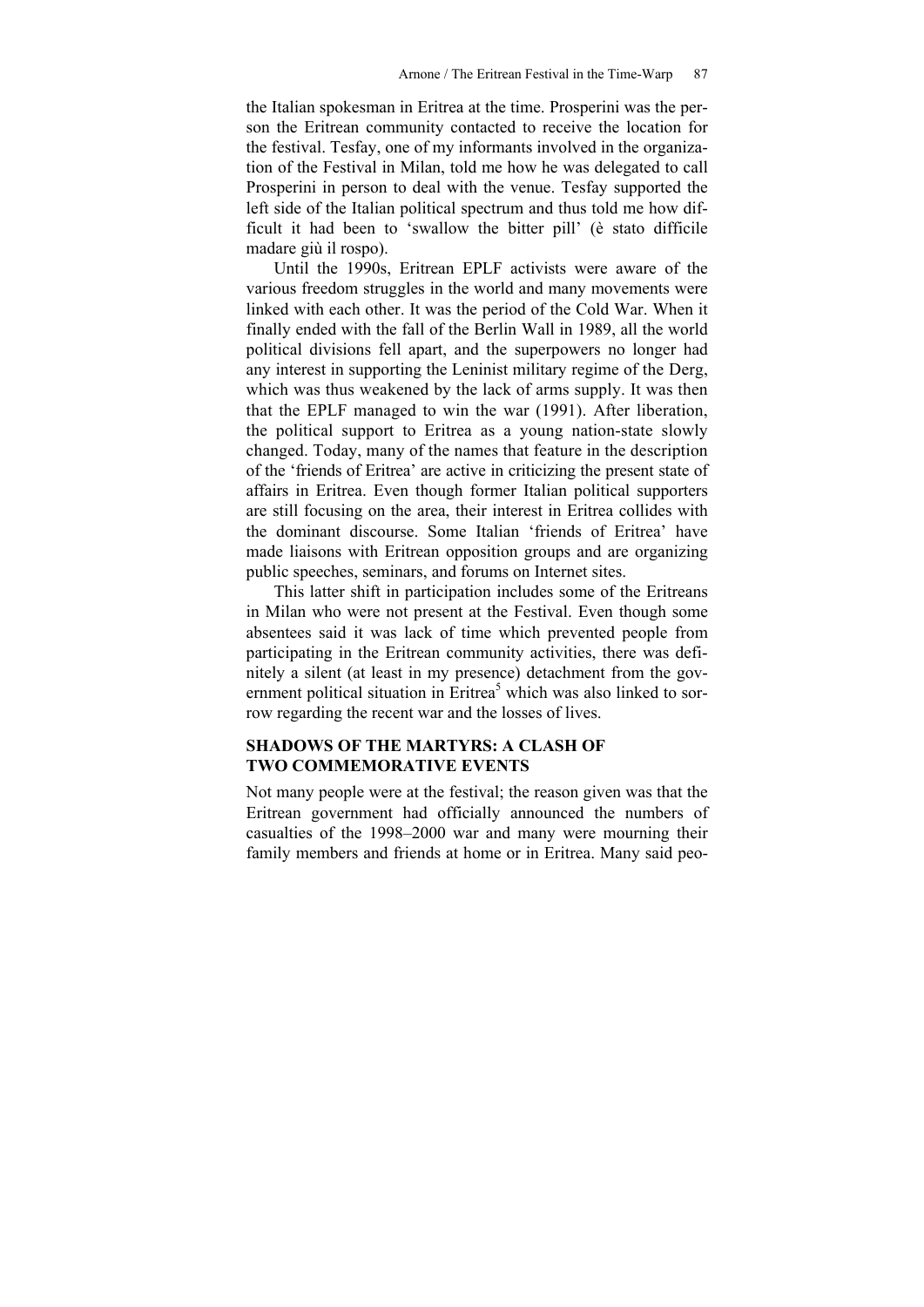the Italian spokesman in Eritrea at the time. Prosperini was the person the Eritrean community contacted to receive the location for the festival. Tesfay, one of my informants involved in the organization of the Festival in Milan, told me how he was delegated to call Prosperini in person to deal with the venue. Tesfay supported the left side of the Italian political spectrum and thus told me how difficult it had been to 'swallow the bitter pill' (è stato difficile madare giù il rospo).

Until the 1990s, Eritrean EPLF activists were aware of the various freedom struggles in the world and many movements were linked with each other. It was the period of the Cold War. When it finally ended with the fall of the Berlin Wall in 1989, all the world political divisions fell apart, and the superpowers no longer had any interest in supporting the Leninist military regime of the Derg, which was thus weakened by the lack of arms supply. It was then that the EPLF managed to win the war (1991). After liberation, the political support to Eritrea as a young nation-state slowly changed. Today, many of the names that feature in the description of the 'friends of Eritrea' are active in criticizing the present state of affairs in Eritrea. Even though former Italian political supporters are still focusing on the area, their interest in Eritrea collides with the dominant discourse. Some Italian 'friends of Eritrea' have made liaisons with Eritrean opposition groups and are organizing public speeches, seminars, and forums on Internet sites.

This latter shift in participation includes some of the Eritreans in Milan who were not present at the Festival. Even though some absentees said it was lack of time which prevented people from participating in the Eritrean community activities, there was definitely a silent (at least in my presence) detachment from the government political situation in Eritrea[5] which was also linked to sorrow regarding the recent war and the losses of lives.

## SHADOWS OF THE MARTYRS: A CLASH OF TWO COMMEMORATIVE EVENTS

Not many people were at the festival; the reason given was that the Eritrean government had officially announced the numbers of casualties of the 1998–2000 war and many were mourning their family members and friends at home or in Eritrea. Many said peo-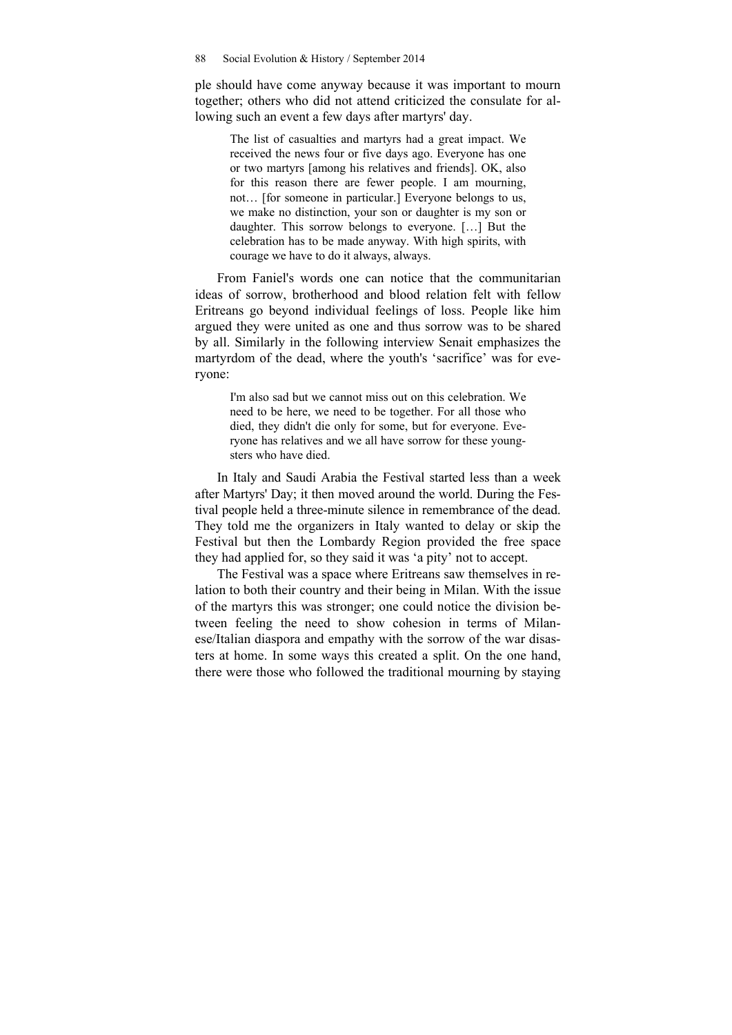ple should have come anyway because it was important to mourn together; others who did not attend criticized the consulate for allowing such an event a few days after martyrs' day.

> The list of casualties and martyrs had a great impact. We received the news four or five days ago. Everyone has one or two martyrs [among his relatives and friends]. OK, also for this reason there are fewer people. I am mourning, not… [for someone in particular.] Everyone belongs to us, we make no distinction, your son or daughter is my son or daughter. This sorrow belongs to everyone. […] But the celebration has to be made anyway. With high spirits, with courage we have to do it always, always.

From Faniel's words one can notice that the communitarian ideas of sorrow, brotherhood and blood relation felt with fellow Eritreans go beyond individual feelings of loss. People like him argued they were united as one and thus sorrow was to be shared by all. Similarly in the following interview Senait emphasizes the martyrdom of the dead, where the youth's 'sacrifice' was for everyone:

> I'm also sad but we cannot miss out on this celebration. We need to be here, we need to be together. For all those who died, they didn't die only for some, but for everyone. Everyone has relatives and we all have sorrow for these youngsters who have died.

In Italy and Saudi Arabia the Festival started less than a week after Martyrs' Day; it then moved around the world. During the Festival people held a three-minute silence in remembrance of the dead. They told me the organizers in Italy wanted to delay or skip the Festival but then the Lombardy Region provided the free space they had applied for, so they said it was 'a pity' not to accept.

The Festival was a space where Eritreans saw themselves in relation to both their country and their being in Milan. With the issue of the martyrs this was stronger; one could notice the division between feeling the need to show cohesion in terms of Milanese/Italian diaspora and empathy with the sorrow of the war disasters at home. In some ways this created a split. On the one hand, there were those who followed the traditional mourning by staying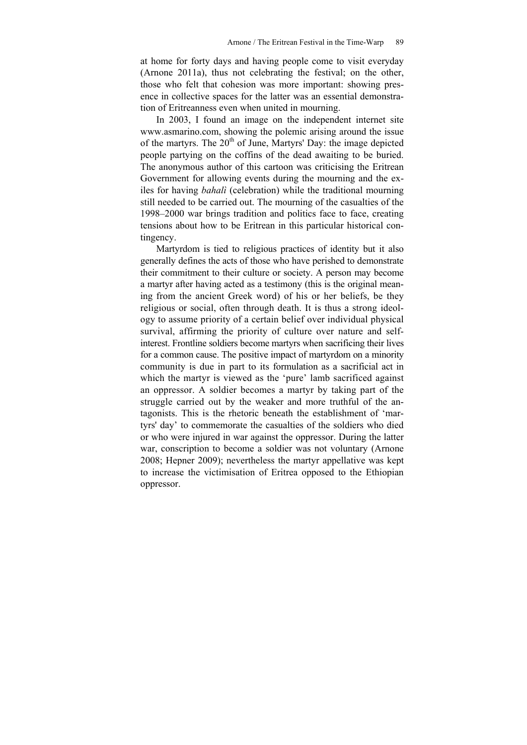at home for forty days and having people come to visit everyday (Arnone 2011a), thus not celebrating the festival; on the other, those who felt that cohesion was more important: showing presence in collective spaces for the latter was an essential demonstration of Eritreanness even when united in mourning.

In 2003, I found an image on the independent internet site www.asmarino.com, showing the polemic arising around the issue of the martyrs. The 20th of June, Martyrs' Day: the image depicted people partying on the coffins of the dead awaiting to be buried. The anonymous author of this cartoon was criticising the Eritrean Government for allowing events during the mourning and the exiles for having *bahalì* (celebration) while the traditional mourning still needed to be carried out. The mourning of the casualties of the 1998–2000 war brings tradition and politics face to face, creating tensions about how to be Eritrean in this particular historical contingency.

Martyrdom is tied to religious practices of identity but it also generally defines the acts of those who have perished to demonstrate their commitment to their culture or society. A person may become a martyr after having acted as a testimony (this is the original meaning from the ancient Greek word) of his or her beliefs, be they religious or social, often through death. It is thus a strong ideology to assume priority of a certain belief over individual physical survival, affirming the priority of culture over nature and self-interest. Frontline soldiers become martyrs when sacrificing their lives for a common cause. The positive impact of martyrdom on a minority community is due in part to its formulation as a sacrificial act in which the martyr is viewed as the 'pure' lamb sacrificed against an oppressor. A soldier becomes a martyr by taking part of the struggle carried out by the weaker and more truthful of the antagonists. This is the rhetoric beneath the establishment of 'martyrs' day' to commemorate the casualties of the soldiers who died or who were injured in war against the oppressor. During the latter war, conscription to become a soldier was not voluntary (Arnone 2008; Hepner 2009); nevertheless the martyr appellative was kept to increase the victimisation of Eritrea opposed to the Ethiopian oppressor.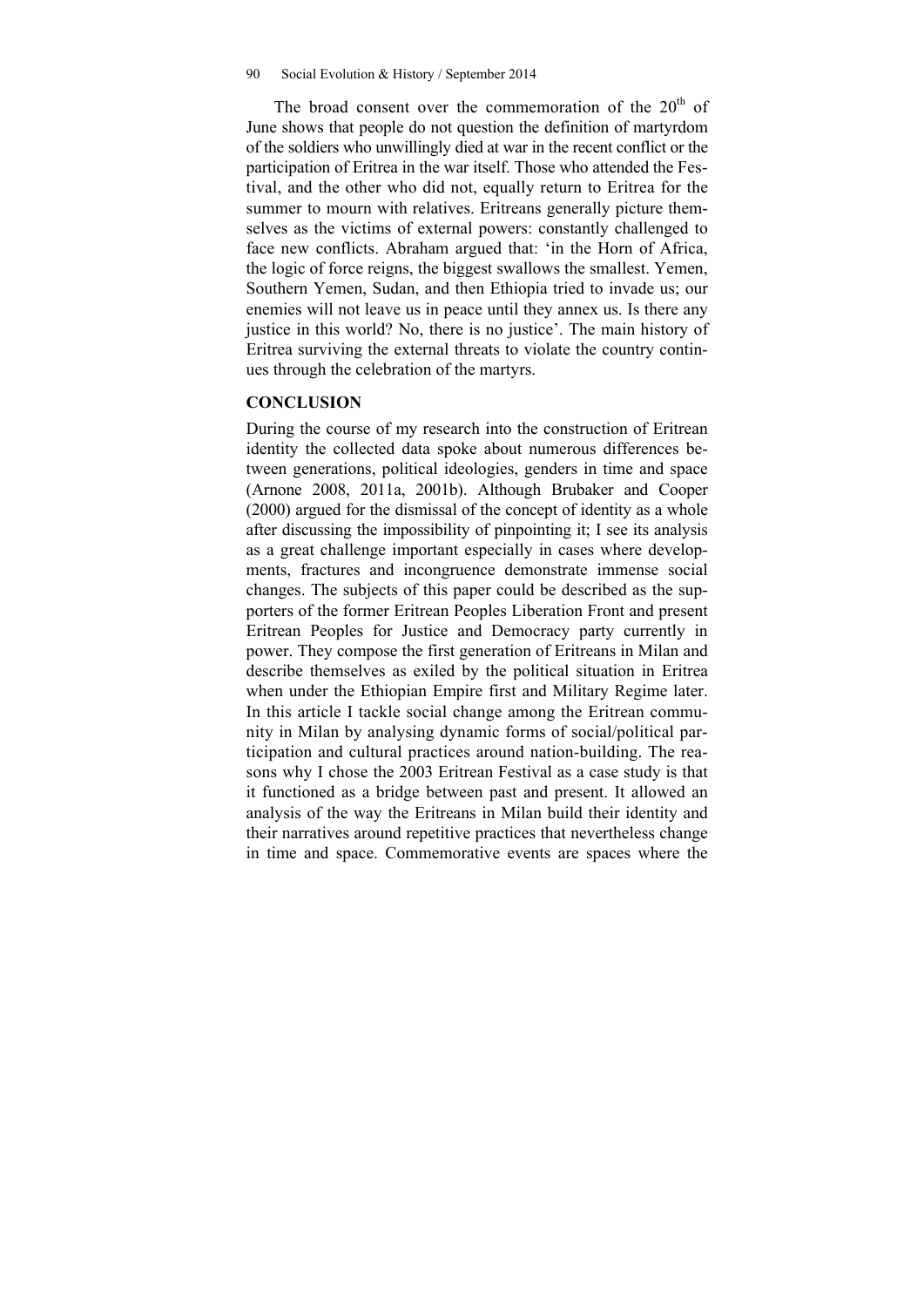The broad consent over the commemoration of the 20th of June shows that people do not question the definition of martyrdom of the soldiers who unwillingly died at war in the recent conflict or the participation of Eritrea in the war itself. Those who attended the Festival, and the other who did not, equally return to Eritrea for the summer to mourn with relatives. Eritreans generally picture themselves as the victims of external powers: constantly challenged to face new conflicts. Abraham argued that: 'in the Horn of Africa, the logic of force reigns, the biggest swallows the smallest. Yemen, Southern Yemen, Sudan, and then Ethiopia tried to invade us; our enemies will not leave us in peace until they annex us. Is there any justice in this world? No, there is no justice'. The main history of Eritrea surviving the external threats to violate the country continues through the celebration of the martyrs.

## CONCLUSION

During the course of my research into the construction of Eritrean identity the collected data spoke about numerous differences between generations, political ideologies, genders in time and space (Arnone 2008, 2011a, 2001b). Although Brubaker and Cooper (2000) argued for the dismissal of the concept of identity as a whole after discussing the impossibility of pinpointing it; I see its analysis as a great challenge important especially in cases where developments, fractures and incongruence demonstrate immense social changes. The subjects of this paper could be described as the supporters of the former Eritrean Peoples Liberation Front and present Eritrean Peoples for Justice and Democracy party currently in power. They compose the first generation of Eritreans in Milan and describe themselves as exiled by the political situation in Eritrea when under the Ethiopian Empire first and Military Regime later. In this article I tackle social change among the Eritrean community in Milan by analysing dynamic forms of social/political participation and cultural practices around nation-building. The reasons why I chose the 2003 Eritrean Festival as a case study is that it functioned as a bridge between past and present. It allowed an analysis of the way the Eritreans in Milan build their identity and their narratives around repetitive practices that nevertheless change in time and space. Commemorative events are spaces where the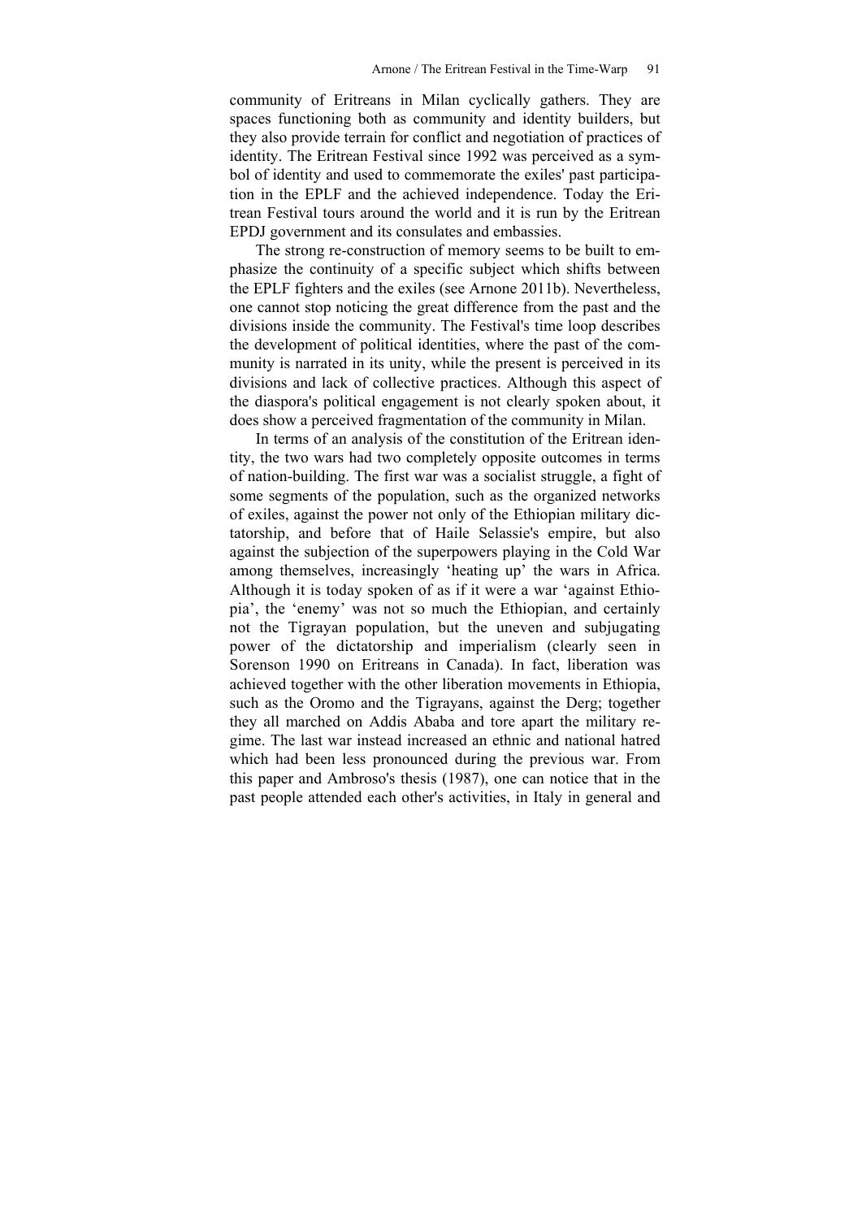community of Eritreans in Milan cyclically gathers. They are spaces functioning both as community and identity builders, but they also provide terrain for conflict and negotiation of practices of identity. The Eritrean Festival since 1992 was perceived as a symbol of identity and used to commemorate the exiles' past participation in the EPLF and the achieved independence. Today the Eritrean Festival tours around the world and it is run by the Eritrean EPDJ government and its consulates and embassies.

The strong re-construction of memory seems to be built to emphasize the continuity of a specific subject which shifts between the EPLF fighters and the exiles (see Arnone 2011b). Nevertheless, one cannot stop noticing the great difference from the past and the divisions inside the community. The Festival's time loop describes the development of political identities, where the past of the community is narrated in its unity, while the present is perceived in its divisions and lack of collective practices. Although this aspect of the diaspora's political engagement is not clearly spoken about, it does show a perceived fragmentation of the community in Milan.

In terms of an analysis of the constitution of the Eritrean identity, the two wars had two completely opposite outcomes in terms of nation-building. The first war was a socialist struggle, a fight of some segments of the population, such as the organized networks of exiles, against the power not only of the Ethiopian military dictatorship, and before that of Haile Selassie's empire, but also against the subjection of the superpowers playing in the Cold War among themselves, increasingly 'heating up' the wars in Africa. Although it is today spoken of as if it were a war 'against Ethiopia', the 'enemy' was not so much the Ethiopian, and certainly not the Tigrayan population, but the uneven and subjugating power of the dictatorship and imperialism (clearly seen in Sorenson 1990 on Eritreans in Canada). In fact, liberation was achieved together with the other liberation movements in Ethiopia, such as the Oromo and the Tigrayans, against the Derg; together they all marched on Addis Ababa and tore apart the military regime. The last war instead increased an ethnic and national hatred which had been less pronounced during the previous war. From this paper and Ambroso's thesis (1987), one can notice that in the past people attended each other's activities, in Italy in general and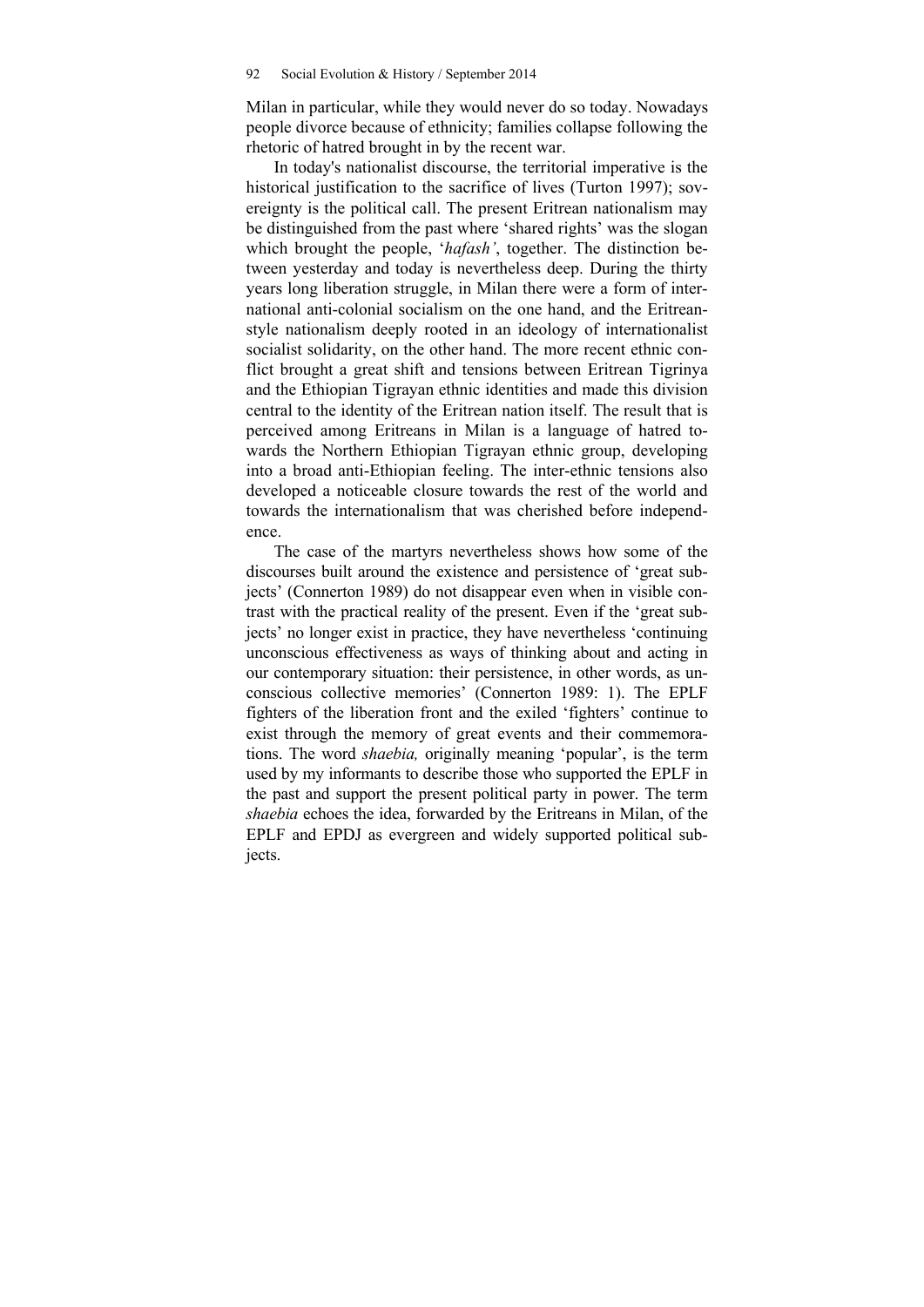Milan in particular, while they would never do so today. Nowadays people divorce because of ethnicity; families collapse following the rhetoric of hatred brought in by the recent war.

In today's nationalist discourse, the territorial imperative is the historical justification to the sacrifice of lives (Turton 1997); sovereignty is the political call. The present Eritrean nationalism may be distinguished from the past where 'shared rights' was the slogan which brought the people, '*hafash'*, together. The distinction between yesterday and today is nevertheless deep. During the thirty years long liberation struggle, in Milan there were a form of international anti-colonial socialism on the one hand, and the Eritrean-style nationalism deeply rooted in an ideology of internationalist socialist solidarity, on the other hand. The more recent ethnic conflict brought a great shift and tensions between Eritrean Tigrinya and the Ethiopian Tigrayan ethnic identities and made this division central to the identity of the Eritrean nation itself. The result that is perceived among Eritreans in Milan is a language of hatred towards the Northern Ethiopian Tigrayan ethnic group, developing into a broad anti-Ethiopian feeling. The inter-ethnic tensions also developed a noticeable closure towards the rest of the world and towards the internationalism that was cherished before independence.

The case of the martyrs nevertheless shows how some of the discourses built around the existence and persistence of 'great subjects' (Connerton 1989) do not disappear even when in visible contrast with the practical reality of the present. Even if the 'great subjects' no longer exist in practice, they have nevertheless 'continuing unconscious effectiveness as ways of thinking about and acting in our contemporary situation: their persistence, in other words, as unconscious collective memories' (Connerton 1989: 1). The EPLF fighters of the liberation front and the exiled 'fighters' continue to exist through the memory of great events and their commemorations. The word *shaebia,* originally meaning 'popular', is the term used by my informants to describe those who supported the EPLF in the past and support the present political party in power. The term *shaebia* echoes the idea, forwarded by the Eritreans in Milan, of the EPLF and EPDJ as evergreen and widely supported political subjects.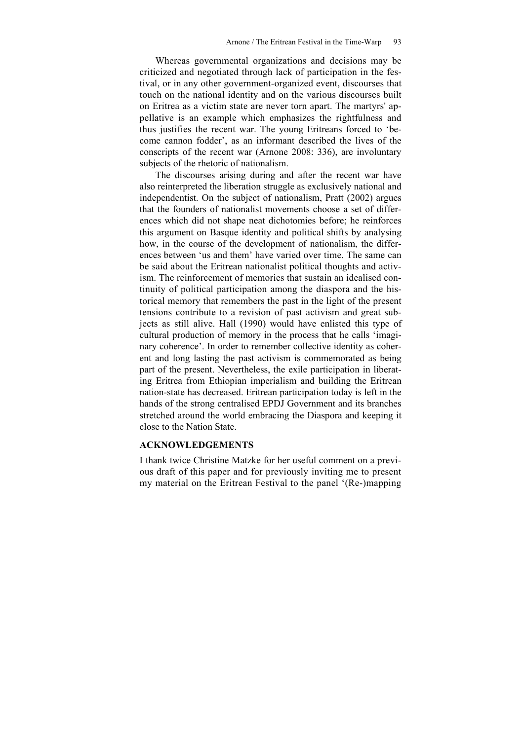Whereas governmental organizations and decisions may be criticized and negotiated through lack of participation in the festival, or in any other government-organized event, discourses that touch on the national identity and on the various discourses built on Eritrea as a victim state are never torn apart. The martyrs' appellative is an example which emphasizes the rightfulness and thus justifies the recent war. The young Eritreans forced to 'become cannon fodder', as an informant described the lives of the conscripts of the recent war (Arnone 2008: 336), are involuntary subjects of the rhetoric of nationalism.

The discourses arising during and after the recent war have also reinterpreted the liberation struggle as exclusively national and independentist. On the subject of nationalism, Pratt (2002) argues that the founders of nationalist movements choose a set of differences which did not shape neat dichotomies before; he reinforces this argument on Basque identity and political shifts by analysing how, in the course of the development of nationalism, the differences between 'us and them' have varied over time. The same can be said about the Eritrean nationalist political thoughts and activism. The reinforcement of memories that sustain an idealised continuity of political participation among the diaspora and the historical memory that remembers the past in the light of the present tensions contribute to a revision of past activism and great subjects as still alive. Hall (1990) would have enlisted this type of cultural production of memory in the process that he calls 'imaginary coherence'. In order to remember collective identity as coherent and long lasting the past activism is commemorated as being part of the present. Nevertheless, the exile participation in liberating Eritrea from Ethiopian imperialism and building the Eritrean nation-state has decreased. Eritrean participation today is left in the hands of the strong centralised EPDJ Government and its branches stretched around the world embracing the Diaspora and keeping it close to the Nation State.

## ACKNOWLEDGEMENTS

I thank twice Christine Matzke for her useful comment on a previous draft of this paper and for previously inviting me to present my material on the Eritrean Festival to the panel '(Re-)mapping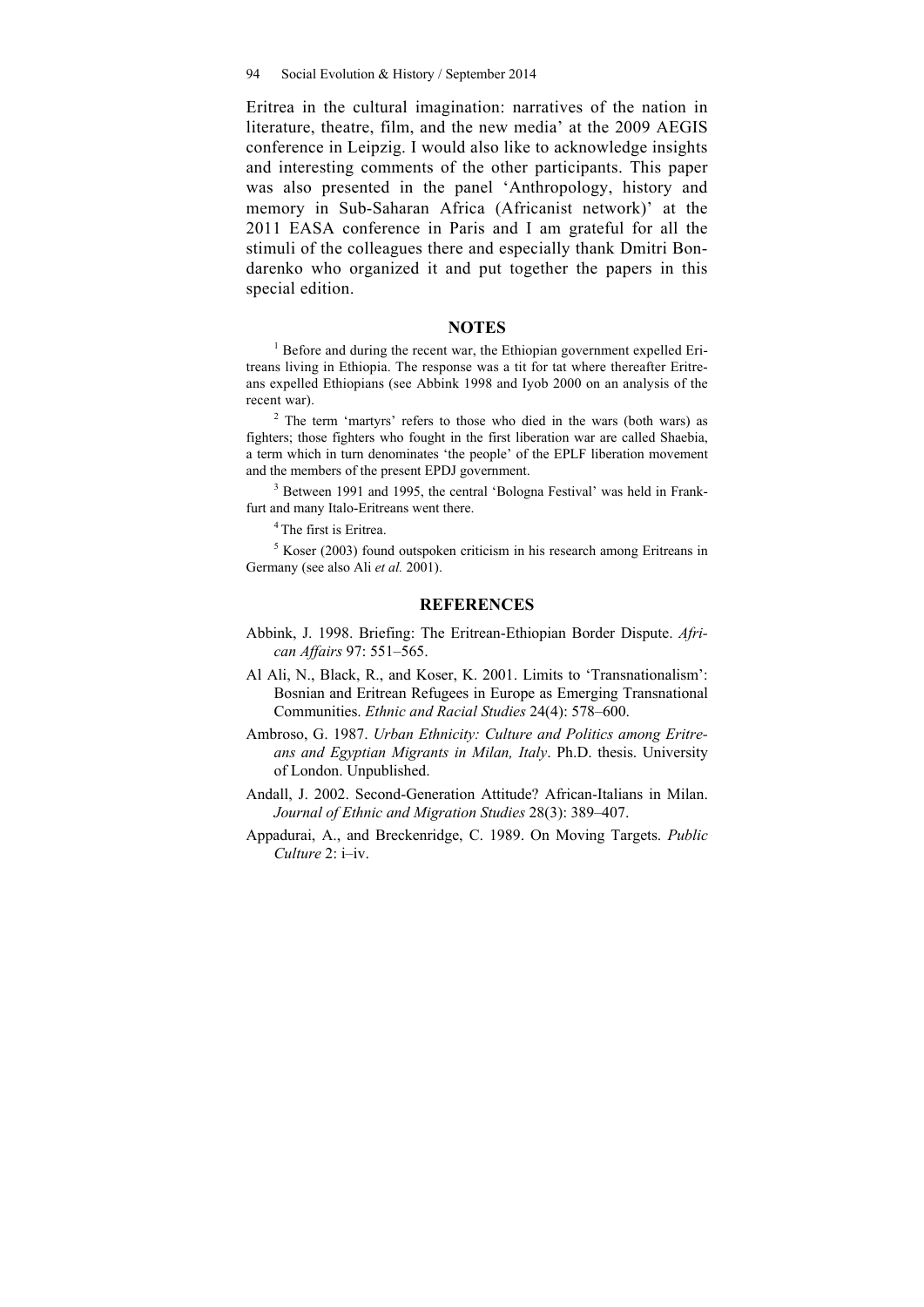Eritrea in the cultural imagination: narratives of the nation in literature, theatre, film, and the new media' at the 2009 AEGIS conference in Leipzig. I would also like to acknowledge insights and interesting comments of the other participants. This paper was also presented in the panel 'Anthropology, history and memory in Sub-Saharan Africa (Africanist network)' at the 2011 EASA conference in Paris and I am grateful for all the stimuli of the colleagues there and especially thank Dmitri Bondarenko who organized it and put together the papers in this special edition.

## NOTES

[1] Before and during the recent war, the Ethiopian government expelled Eritreans living in Ethiopia. The response was a tit for tat where thereafter Eritreans expelled Ethiopians (see Abbink 1998 and Iyob 2000 on an analysis of the recent war).

[2] The term 'martyrs' refers to those who died in the wars (both wars) as fighters; those fighters who fought in the first liberation war are called Shaebia, a term which in turn denominates 'the people' of the EPLF liberation movement and the members of the present EPDJ government.

[3] Between 1991 and 1995, the central 'Bologna Festival' was held in Frankfurt and many Italo-Eritreans went there.

[4] The first is Eritrea.

[5] Koser (2003) found outspoken criticism in his research among Eritreans in Germany (see also Ali *et al.* 2001).

## REFERENCES

Abbink, J. 1998. Briefing: The Eritrean-Ethiopian Border Dispute. *African Affairs* 97: 551–565.

Al Ali, N., Black, R., and Koser, K. 2001. Limits to 'Transnationalism': Bosnian and Eritrean Refugees in Europe as Emerging Transnational Communities. *Ethnic and Racial Studies* 24(4): 578–600.

Ambroso, G. 1987. *Urban Ethnicity: Culture and Politics among Eritreans and Egyptian Migrants in Milan, Italy*. Ph.D. thesis. University of London. Unpublished.

Andall, J. 2002. Second-Generation Attitude? African-Italians in Milan. *Journal of Ethnic and Migration Studies* 28(3): 389–407.

Appadurai, A., and Breckenridge, C. 1989. On Moving Targets. *Public Culture* 2: i–iv.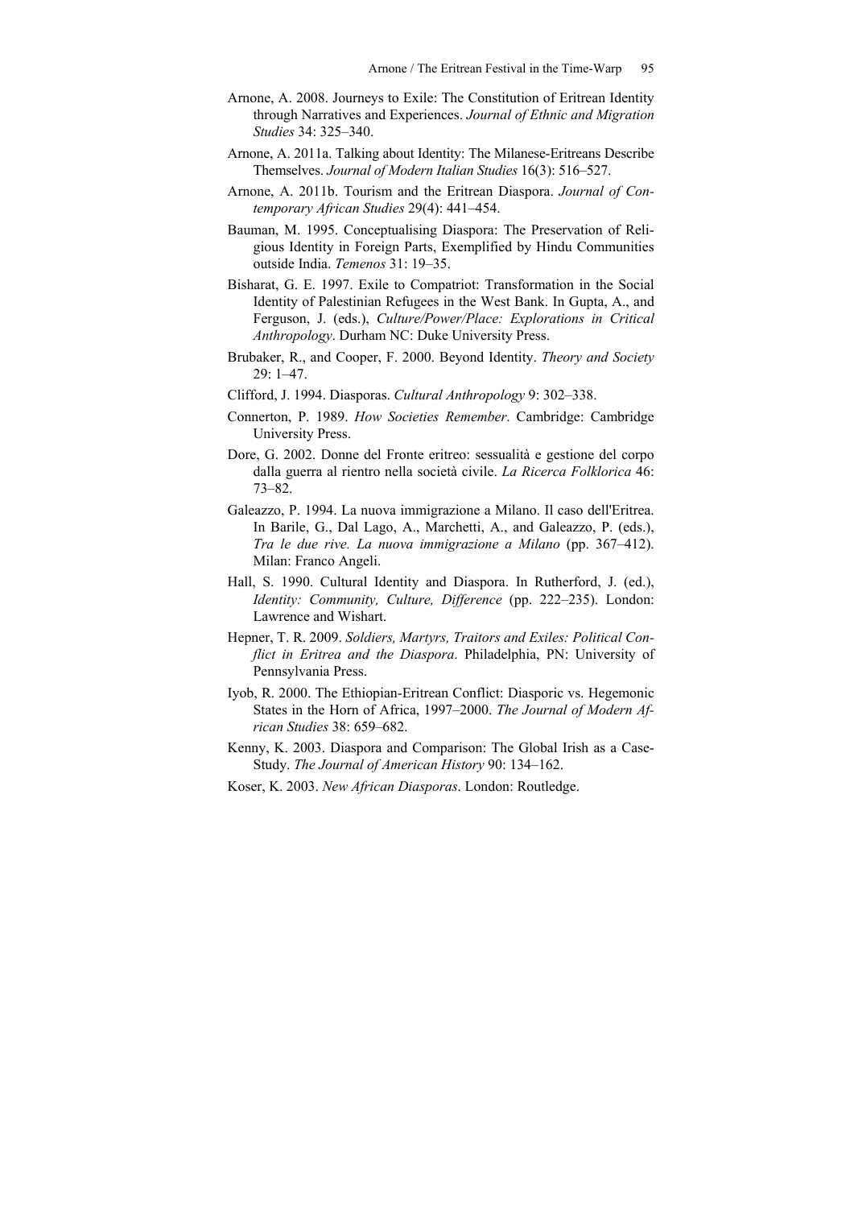Arnone, A. 2008. Journeys to Exile: The Constitution of Eritrean Identity through Narratives and Experiences. *Journal of Ethnic and Migration Studies* 34: 325–340.

Arnone, A. 2011a. Talking about Identity: The Milanese-Eritreans Describe Themselves. *Journal of Modern Italian Studies* 16(3): 516–527.

Arnone, A. 2011b. Tourism and the Eritrean Diaspora. *Journal of Contemporary African Studies* 29(4): 441–454.

Bauman, M. 1995. Conceptualising Diaspora: The Preservation of Religious Identity in Foreign Parts, Exemplified by Hindu Communities outside India. *Temenos* 31: 19–35.

Bisharat, G. E. 1997. Exile to Compatriot: Transformation in the Social Identity of Palestinian Refugees in the West Bank. In Gupta, A., and Ferguson, J. (eds.), *Culture/Power/Place: Explorations in Critical Anthropology*. Durham NC: Duke University Press.

Brubaker, R., and Cooper, F. 2000. Beyond Identity. *Theory and Society* 29: 1–47.

Clifford, J. 1994. Diasporas. *Cultural Anthropology* 9: 302–338.

Connerton, P. 1989. *How Societies Remember*. Cambridge: Cambridge University Press.

Dore, G. 2002. Donne del Fronte eritreo: sessualità e gestione del corpo dalla guerra al rientro nella società civile. *La Ricerca Folklorica* 46: 73–82.

Galeazzo, P. 1994. La nuova immigrazione a Milano. Il caso dell'Eritrea. In Barile, G., Dal Lago, A., Marchetti, A., and Galeazzo, P. (eds.), *Tra le due rive. La nuova immigrazione a Milano* (pp. 367–412). Milan: Franco Angeli.

Hall, S. 1990. Cultural Identity and Diaspora. In Rutherford, J. (ed.), *Identity: Community, Culture, Difference* (pp. 222–235). London: Lawrence and Wishart.

Hepner, T. R. 2009. *Soldiers, Martyrs, Traitors and Exiles: Political Conflict in Eritrea and the Diaspora*. Philadelphia, PN: University of Pennsylvania Press.

Iyob, R. 2000. The Ethiopian-Eritrean Conflict: Diasporic vs. Hegemonic States in the Horn of Africa, 1997–2000. *The Journal of Modern African Studies* 38: 659–682.

Kenny, K. 2003. Diaspora and Comparison: The Global Irish as a Case-Study. *The Journal of American History* 90: 134–162.

Koser, K. 2003. *New African Diasporas*. London: Routledge.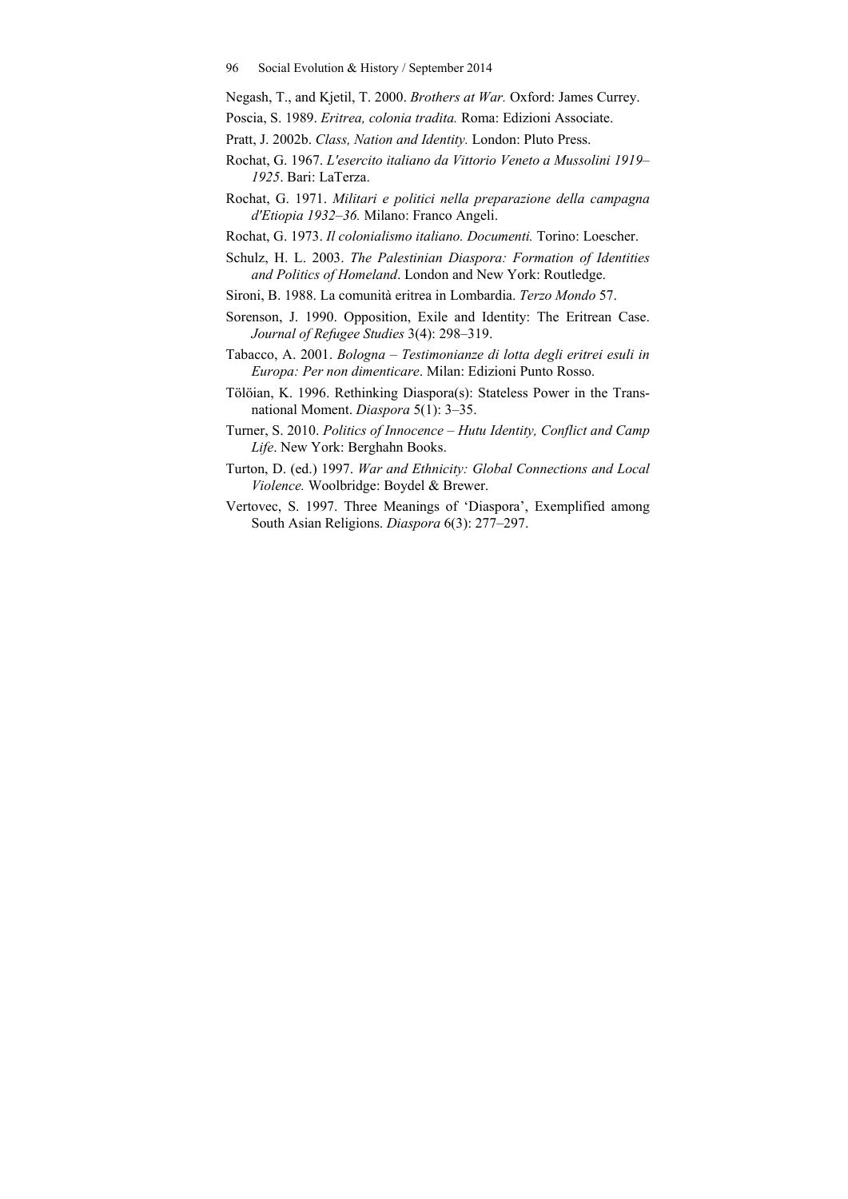Negash, T., and Kjetil, T. 2000. *Brothers at War.* Oxford: James Currey.

Poscia, S. 1989. *Eritrea, colonia tradita.* Roma: Edizioni Associate.

Pratt, J. 2002b. *Class, Nation and Identity.* London: Pluto Press.

Rochat, G. 1967. *L'esercito italiano da Vittorio Veneto a Mussolini 1919–1925*. Bari: LaTerza.

Rochat, G. 1971. *Militari e politici nella preparazione della campagna d'Etiopia 1932–36.* Milano: Franco Angeli.

Rochat, G. 1973. *Il colonialismo italiano. Documenti.* Torino: Loescher.

Schulz, H. L. 2003. *The Palestinian Diaspora: Formation of Identities and Politics of Homeland*. London and New York: Routledge.

Sironi, B. 1988. La comunità eritrea in Lombardia. *Terzo Mondo* 57.

Sorenson, J. 1990. Opposition, Exile and Identity: The Eritrean Case. *Journal of Refugee Studies* 3(4): 298–319.

Tabacco, A. 2001. *Bologna – Testimonianze di lotta degli eritrei esuli in Europa: Per non dimenticare*. Milan: Edizioni Punto Rosso.

Tölöian, K. 1996. Rethinking Diaspora(s): Stateless Power in the Transnational Moment. *Diaspora* 5(1): 3–35.

Turner, S. 2010. *Politics of Innocence – Hutu Identity, Conflict and Camp Life*. New York: Berghahn Books.

Turton, D. (ed.) 1997. *War and Ethnicity: Global Connections and Local Violence.* Woolbridge: Boydel & Brewer.

Vertovec, S. 1997. Three Meanings of 'Diaspora', Exemplified among South Asian Religions. *Diaspora* 6(3): 277–297.